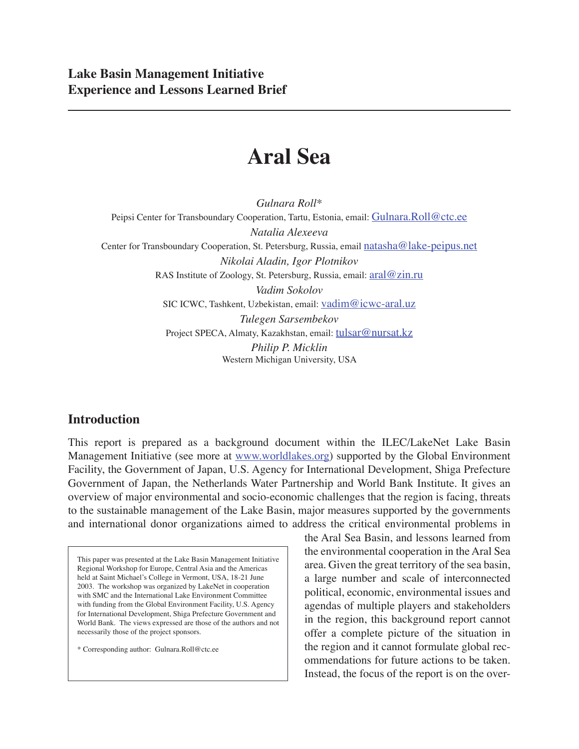**Lake Basin Management Initiative**
**Experience and Lessons Learned Brief**

# Aral Sea

*Gulnara Roll**
Peipsi Center for Transboundary Cooperation, Tartu, Estonia, email: Gulnara.Roll@ctc.ee

*Natalia Alexeeva*
Center for Transboundary Cooperation, St. Petersburg, Russia, email natasha@lake-peipus.net

*Nikolai Aladin, Igor Plotnikov*
RAS Institute of Zoology, St. Petersburg, Russia, email: aral@zin.ru

*Vadim Sokolov*
SIC ICWC, Tashkent, Uzbekistan, email: vadim@icwc-aral.uz

*Tulegen Sarsembekov*
Project SPECA, Almaty, Kazakhstan, email: tulsar@nursat.kz

*Philip P. Micklin*
Western Michigan University, USA

## Introduction

This report is prepared as a background document within the ILEC/LakeNet Lake Basin Management Initiative (see more at www.worldlakes.org) supported by the Global Environment Facility, the Government of Japan, U.S. Agency for International Development, Shiga Prefecture Government of Japan, the Netherlands Water Partnership and World Bank Institute. It gives an overview of major environmental and socio-economic challenges that the region is facing, threats to the sustainable management of the Lake Basin, major measures supported by the governments and international donor organizations aimed to address the critical environmental problems in the Aral Sea Basin, and lessons learned from the environmental cooperation in the Aral Sea area. Given the great territory of the sea basin, a large number and scale of interconnected political, economic, environmental issues and agendas of multiple players and stakeholders in the region, this background report cannot offer a complete picture of the situation in the region and it cannot formulate global recommendations for future actions to be taken. Instead, the focus of the report is on the over-

> This paper was presented at the Lake Basin Management Initiative Regional Workshop for Europe, Central Asia and the Americas held at Saint Michael's College in Vermont, USA, 18-21 June 2003. The workshop was organized by LakeNet in cooperation with SMC and the International Lake Environment Committee with funding from the Global Environment Facility, U.S. Agency for International Development, Shiga Prefecture Government and World Bank. The views expressed are those of the authors and not necessarily those of the project sponsors.
>
> * Corresponding author: Gulnara.Roll@ctc.ee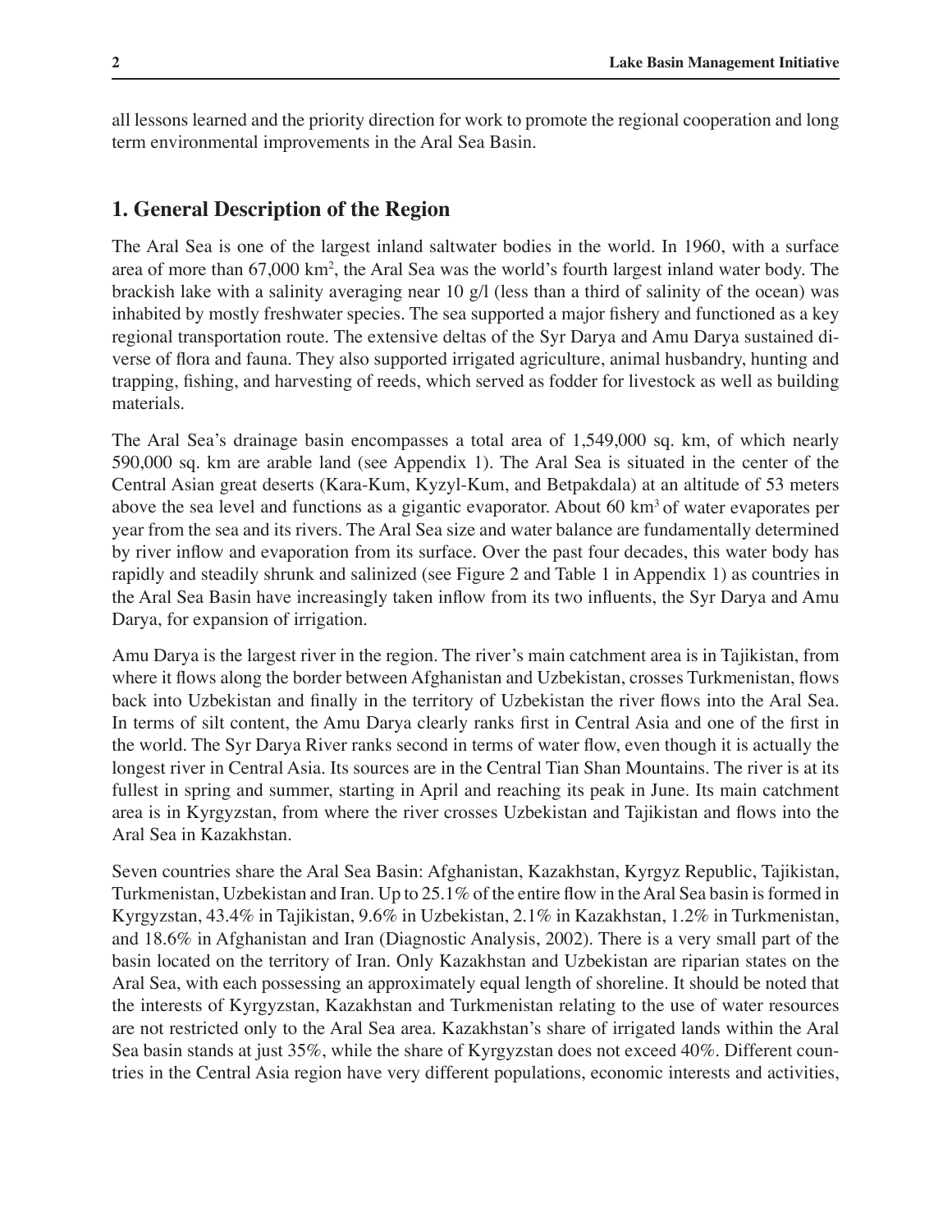all lessons learned and the priority direction for work to promote the regional cooperation and long term environmental improvements in the Aral Sea Basin.

## 1. General Description of the Region

The Aral Sea is one of the largest inland saltwater bodies in the world. In 1960, with a surface area of more than 67,000 km$^2$, the Aral Sea was the world's fourth largest inland water body. The brackish lake with a salinity averaging near 10 g/l (less than a third of salinity of the ocean) was inhabited by mostly freshwater species. The sea supported a major fishery and functioned as a key regional transportation route. The extensive deltas of the Syr Darya and Amu Darya sustained diverse of flora and fauna. They also supported irrigated agriculture, animal husbandry, hunting and trapping, fishing, and harvesting of reeds, which served as fodder for livestock as well as building materials.

The Aral Sea's drainage basin encompasses a total area of 1,549,000 sq. km, of which nearly 590,000 sq. km are arable land (see Appendix 1). The Aral Sea is situated in the center of the Central Asian great deserts (Kara-Kum, Kyzyl-Kum, and Betpakdala) at an altitude of 53 meters above the sea level and functions as a gigantic evaporator. About 60 km$^3$ of water evaporates per year from the sea and its rivers. The Aral Sea size and water balance are fundamentally determined by river inflow and evaporation from its surface. Over the past four decades, this water body has rapidly and steadily shrunk and salinized (see Figure 2 and Table 1 in Appendix 1) as countries in the Aral Sea Basin have increasingly taken inflow from its two influents, the Syr Darya and Amu Darya, for expansion of irrigation.

Amu Darya is the largest river in the region. The river's main catchment area is in Tajikistan, from where it flows along the border between Afghanistan and Uzbekistan, crosses Turkmenistan, flows back into Uzbekistan and finally in the territory of Uzbekistan the river flows into the Aral Sea. In terms of silt content, the Amu Darya clearly ranks first in Central Asia and one of the first in the world. The Syr Darya River ranks second in terms of water flow, even though it is actually the longest river in Central Asia. Its sources are in the Central Tian Shan Mountains. The river is at its fullest in spring and summer, starting in April and reaching its peak in June. Its main catchment area is in Kyrgyzstan, from where the river crosses Uzbekistan and Tajikistan and flows into the Aral Sea in Kazakhstan.

Seven countries share the Aral Sea Basin: Afghanistan, Kazakhstan, Kyrgyz Republic, Tajikistan, Turkmenistan, Uzbekistan and Iran. Up to 25.1% of the entire flow in the Aral Sea basin is formed in Kyrgyzstan, 43.4% in Tajikistan, 9.6% in Uzbekistan, 2.1% in Kazakhstan, 1.2% in Turkmenistan, and 18.6% in Afghanistan and Iran (Diagnostic Analysis, 2002). There is a very small part of the basin located on the territory of Iran. Only Kazakhstan and Uzbekistan are riparian states on the Aral Sea, with each possessing an approximately equal length of shoreline. It should be noted that the interests of Kyrgyzstan, Kazakhstan and Turkmenistan relating to the use of water resources are not restricted only to the Aral Sea area. Kazakhstan's share of irrigated lands within the Aral Sea basin stands at just 35%, while the share of Kyrgyzstan does not exceed 40%. Different countries in the Central Asia region have very different populations, economic interests and activities,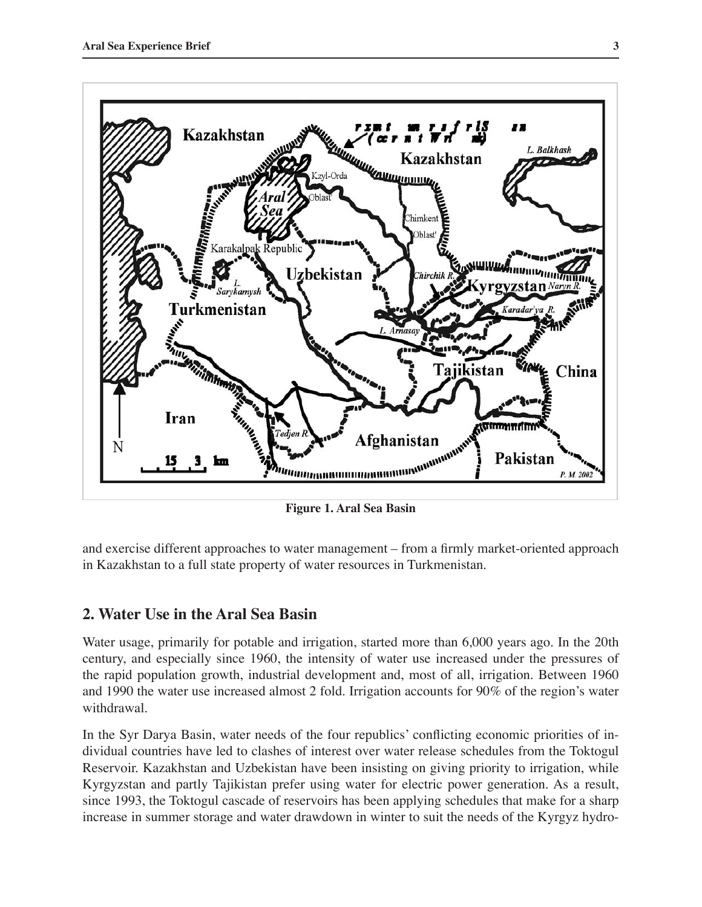**Figure 1. Aral Sea Basin**

and exercise different approaches to water management – from a firmly market-oriented approach in Kazakhstan to a full state property of water resources in Turkmenistan.

## 2. Water Use in the Aral Sea Basin

Water usage, primarily for potable and irrigation, started more than 6,000 years ago. In the 20th century, and especially since 1960, the intensity of water use increased under the pressures of the rapid population growth, industrial development and, most of all, irrigation. Between 1960 and 1990 the water use increased almost 2 fold. Irrigation accounts for 90% of the region's water withdrawal.

In the Syr Darya Basin, water needs of the four republics' conflicting economic priorities of individual countries have led to clashes of interest over water release schedules from the Toktogul Reservoir. Kazakhstan and Uzbekistan have been insisting on giving priority to irrigation, while Kyrgyzstan and partly Tajikistan prefer using water for electric power generation. As a result, since 1993, the Toktogul cascade of reservoirs has been applying schedules that make for a sharp increase in summer storage and water drawdown in winter to suit the needs of the Kyrgyz hydro-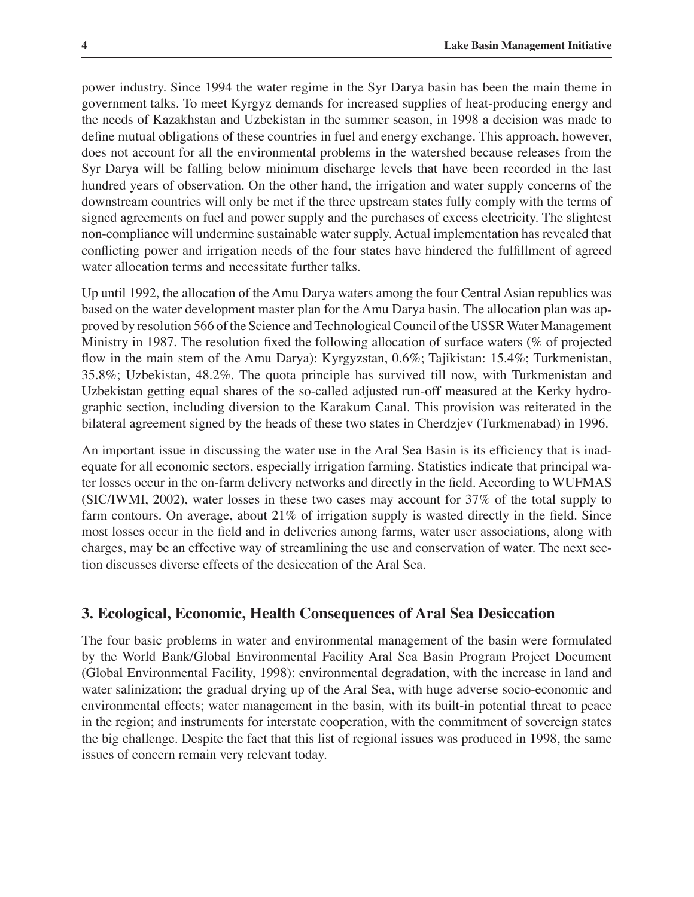power industry. Since 1994 the water regime in the Syr Darya basin has been the main theme in government talks. To meet Kyrgyz demands for increased supplies of heat-producing energy and the needs of Kazakhstan and Uzbekistan in the summer season, in 1998 a decision was made to define mutual obligations of these countries in fuel and energy exchange. This approach, however, does not account for all the environmental problems in the watershed because releases from the Syr Darya will be falling below minimum discharge levels that have been recorded in the last hundred years of observation. On the other hand, the irrigation and water supply concerns of the downstream countries will only be met if the three upstream states fully comply with the terms of signed agreements on fuel and power supply and the purchases of excess electricity. The slightest non-compliance will undermine sustainable water supply. Actual implementation has revealed that conflicting power and irrigation needs of the four states have hindered the fulfillment of agreed water allocation terms and necessitate further talks.

Up until 1992, the allocation of the Amu Darya waters among the four Central Asian republics was based on the water development master plan for the Amu Darya basin. The allocation plan was approved by resolution 566 of the Science and Technological Council of the USSR Water Management Ministry in 1987. The resolution fixed the following allocation of surface waters (% of projected flow in the main stem of the Amu Darya): Kyrgyzstan, 0.6%; Tajikistan: 15.4%; Turkmenistan, 35.8%; Uzbekistan, 48.2%. The quota principle has survived till now, with Turkmenistan and Uzbekistan getting equal shares of the so-called adjusted run-off measured at the Kerky hydrographic section, including diversion to the Karakum Canal. This provision was reiterated in the bilateral agreement signed by the heads of these two states in Cherdzjev (Turkmenabad) in 1996.

An important issue in discussing the water use in the Aral Sea Basin is its efficiency that is inadequate for all economic sectors, especially irrigation farming. Statistics indicate that principal water losses occur in the on-farm delivery networks and directly in the field. According to WUFMAS (SIC/IWMI, 2002), water losses in these two cases may account for 37% of the total supply to farm contours. On average, about 21% of irrigation supply is wasted directly in the field. Since most losses occur in the field and in deliveries among farms, water user associations, along with charges, may be an effective way of streamlining the use and conservation of water. The next section discusses diverse effects of the desiccation of the Aral Sea.

## 3. Ecological, Economic, Health Consequences of Aral Sea Desiccation

The four basic problems in water and environmental management of the basin were formulated by the World Bank/Global Environmental Facility Aral Sea Basin Program Project Document (Global Environmental Facility, 1998): environmental degradation, with the increase in land and water salinization; the gradual drying up of the Aral Sea, with huge adverse socio-economic and environmental effects; water management in the basin, with its built-in potential threat to peace in the region; and instruments for interstate cooperation, with the commitment of sovereign states the big challenge. Despite the fact that this list of regional issues was produced in 1998, the same issues of concern remain very relevant today.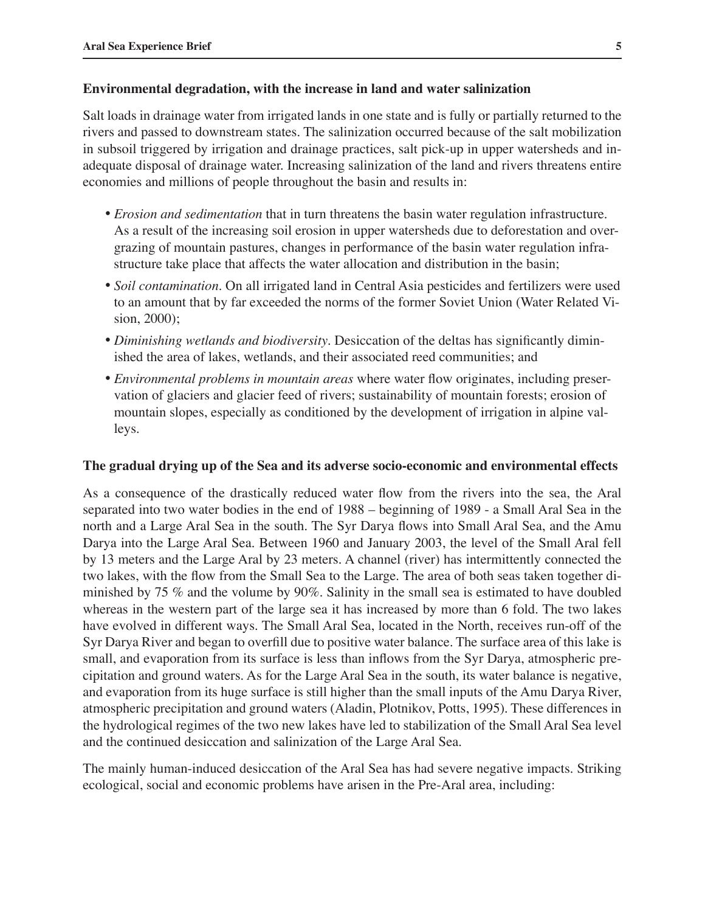**Environmental degradation, with the increase in land and water salinization**

Salt loads in drainage water from irrigated lands in one state and is fully or partially returned to the rivers and passed to downstream states. The salinization occurred because of the salt mobilization in subsoil triggered by irrigation and drainage practices, salt pick-up in upper watersheds and inadequate disposal of drainage water. Increasing salinization of the land and rivers threatens entire economies and millions of people throughout the basin and results in:

- *Erosion and sedimentation* that in turn threatens the basin water regulation infrastructure. As a result of the increasing soil erosion in upper watersheds due to deforestation and overgrazing of mountain pastures, changes in performance of the basin water regulation infrastructure take place that affects the water allocation and distribution in the basin;
- *Soil contamination*. On all irrigated land in Central Asia pesticides and fertilizers were used to an amount that by far exceeded the norms of the former Soviet Union (Water Related Vision, 2000);
- *Diminishing wetlands and biodiversity*. Desiccation of the deltas has significantly diminished the area of lakes, wetlands, and their associated reed communities; and
- *Environmental problems in mountain areas* where water flow originates, including preservation of glaciers and glacier feed of rivers; sustainability of mountain forests; erosion of mountain slopes, especially as conditioned by the development of irrigation in alpine valleys.

**The gradual drying up of the Sea and its adverse socio-economic and environmental effects**

As a consequence of the drastically reduced water flow from the rivers into the sea, the Aral separated into two water bodies in the end of 1988 – beginning of 1989 - a Small Aral Sea in the north and a Large Aral Sea in the south. The Syr Darya flows into Small Aral Sea, and the Amu Darya into the Large Aral Sea. Between 1960 and January 2003, the level of the Small Aral fell by 13 meters and the Large Aral by 23 meters. A channel (river) has intermittently connected the two lakes, with the flow from the Small Sea to the Large. The area of both seas taken together diminished by 75 % and the volume by 90%. Salinity in the small sea is estimated to have doubled whereas in the western part of the large sea it has increased by more than 6 fold. The two lakes have evolved in different ways. The Small Aral Sea, located in the North, receives run-off of the Syr Darya River and began to overfill due to positive water balance. The surface area of this lake is small, and evaporation from its surface is less than inflows from the Syr Darya, atmospheric precipitation and ground waters. As for the Large Aral Sea in the south, its water balance is negative, and evaporation from its huge surface is still higher than the small inputs of the Amu Darya River, atmospheric precipitation and ground waters (Aladin, Plotnikov, Potts, 1995). These differences in the hydrological regimes of the two new lakes have led to stabilization of the Small Aral Sea level and the continued desiccation and salinization of the Large Aral Sea.

The mainly human-induced desiccation of the Aral Sea has had severe negative impacts. Striking ecological, social and economic problems have arisen in the Pre-Aral area, including: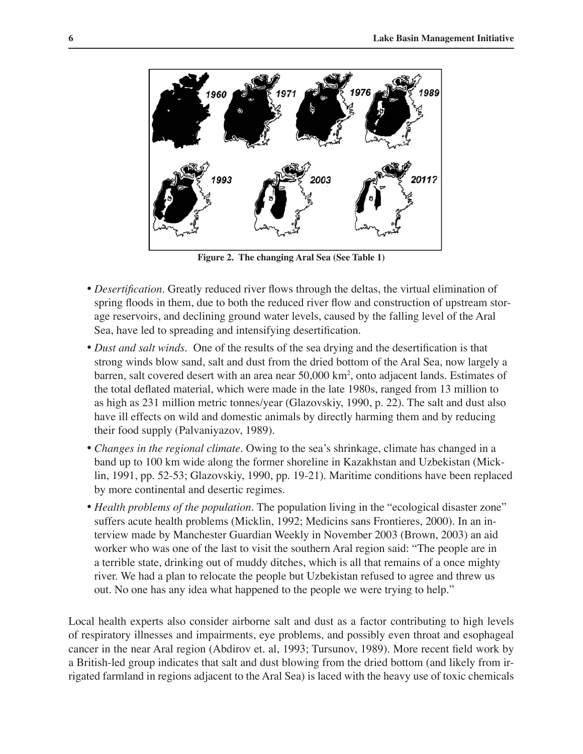Figure 2. The changing Aral Sea (See Table 1)

- *Desertification*. Greatly reduced river flows through the deltas, the virtual elimination of spring floods in them, due to both the reduced river flow and construction of upstream storage reservoirs, and declining ground water levels, caused by the falling level of the Aral Sea, have led to spreading and intensifying desertification.
- *Dust and salt winds*. One of the results of the sea drying and the desertification is that strong winds blow sand, salt and dust from the dried bottom of the Aral Sea, now largely a barren, salt covered desert with an area near 50,000 km$^2$, onto adjacent lands. Estimates of the total deflated material, which were made in the late 1980s, ranged from 13 million to as high as 231 million metric tonnes/year (Glazovskiy, 1990, p. 22). The salt and dust also have ill effects on wild and domestic animals by directly harming them and by reducing their food supply (Palvaniyazov, 1989).
- *Changes in the regional climate*. Owing to the sea's shrinkage, climate has changed in a band up to 100 km wide along the former shoreline in Kazakhstan and Uzbekistan (Micklin, 1991, pp. 52-53; Glazovskiy, 1990, pp. 19-21). Maritime conditions have been replaced by more continental and desertic regimes.
- *Health problems of the population*. The population living in the "ecological disaster zone" suffers acute health problems (Micklin, 1992; Medicins sans Frontieres, 2000). In an interview made by Manchester Guardian Weekly in November 2003 (Brown, 2003) an aid worker who was one of the last to visit the southern Aral region said: "The people are in a terrible state, drinking out of muddy ditches, which is all that remains of a once mighty river. We had a plan to relocate the people but Uzbekistan refused to agree and threw us out. No one has any idea what happened to the people we were trying to help."

Local health experts also consider airborne salt and dust as a factor contributing to high levels of respiratory illnesses and impairments, eye problems, and possibly even throat and esophageal cancer in the near Aral region (Abdirov et. al, 1993; Tursunov, 1989). More recent field work by a British-led group indicates that salt and dust blowing from the dried bottom (and likely from irrigated farmland in regions adjacent to the Aral Sea) is laced with the heavy use of toxic chemicals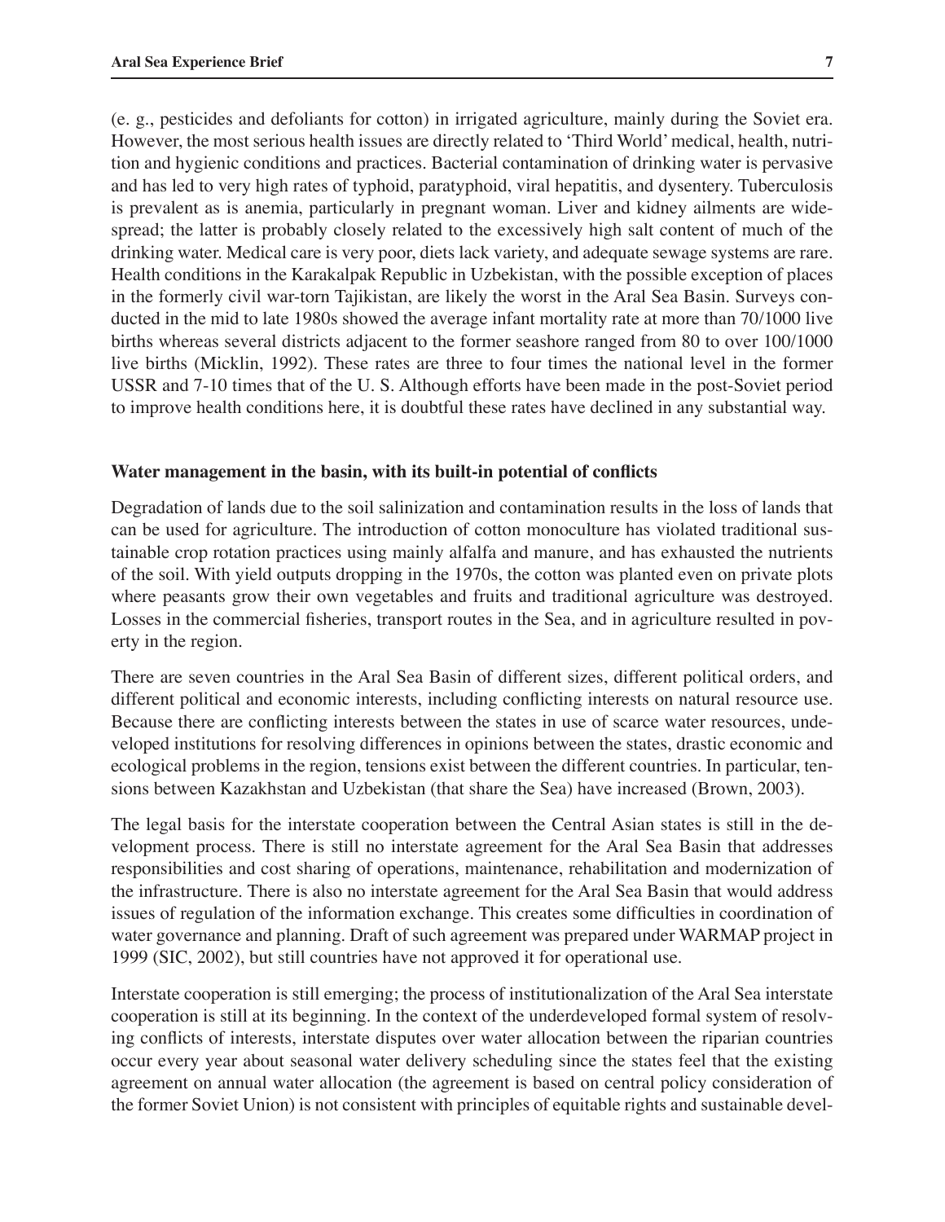(e. g., pesticides and defoliants for cotton) in irrigated agriculture, mainly during the Soviet era. However, the most serious health issues are directly related to 'Third World' medical, health, nutrition and hygienic conditions and practices. Bacterial contamination of drinking water is pervasive and has led to very high rates of typhoid, paratyphoid, viral hepatitis, and dysentery. Tuberculosis is prevalent as is anemia, particularly in pregnant woman. Liver and kidney ailments are widespread; the latter is probably closely related to the excessively high salt content of much of the drinking water. Medical care is very poor, diets lack variety, and adequate sewage systems are rare. Health conditions in the Karakalpak Republic in Uzbekistan, with the possible exception of places in the formerly civil war-torn Tajikistan, are likely the worst in the Aral Sea Basin. Surveys conducted in the mid to late 1980s showed the average infant mortality rate at more than 70/1000 live births whereas several districts adjacent to the former seashore ranged from 80 to over 100/1000 live births (Micklin, 1992). These rates are three to four times the national level in the former USSR and 7-10 times that of the U. S. Although efforts have been made in the post-Soviet period to improve health conditions here, it is doubtful these rates have declined in any substantial way.

**Water management in the basin, with its built-in potential of conflicts**

Degradation of lands due to the soil salinization and contamination results in the loss of lands that can be used for agriculture. The introduction of cotton monoculture has violated traditional sustainable crop rotation practices using mainly alfalfa and manure, and has exhausted the nutrients of the soil. With yield outputs dropping in the 1970s, the cotton was planted even on private plots where peasants grow their own vegetables and fruits and traditional agriculture was destroyed. Losses in the commercial fisheries, transport routes in the Sea, and in agriculture resulted in poverty in the region.

There are seven countries in the Aral Sea Basin of different sizes, different political orders, and different political and economic interests, including conflicting interests on natural resource use. Because there are conflicting interests between the states in use of scarce water resources, undeveloped institutions for resolving differences in opinions between the states, drastic economic and ecological problems in the region, tensions exist between the different countries. In particular, tensions between Kazakhstan and Uzbekistan (that share the Sea) have increased (Brown, 2003).

The legal basis for the interstate cooperation between the Central Asian states is still in the development process. There is still no interstate agreement for the Aral Sea Basin that addresses responsibilities and cost sharing of operations, maintenance, rehabilitation and modernization of the infrastructure. There is also no interstate agreement for the Aral Sea Basin that would address issues of regulation of the information exchange. This creates some difficulties in coordination of water governance and planning. Draft of such agreement was prepared under WARMAP project in 1999 (SIC, 2002), but still countries have not approved it for operational use.

Interstate cooperation is still emerging; the process of institutionalization of the Aral Sea interstate cooperation is still at its beginning. In the context of the underdeveloped formal system of resolving conflicts of interests, interstate disputes over water allocation between the riparian countries occur every year about seasonal water delivery scheduling since the states feel that the existing agreement on annual water allocation (the agreement is based on central policy consideration of the former Soviet Union) is not consistent with principles of equitable rights and sustainable devel-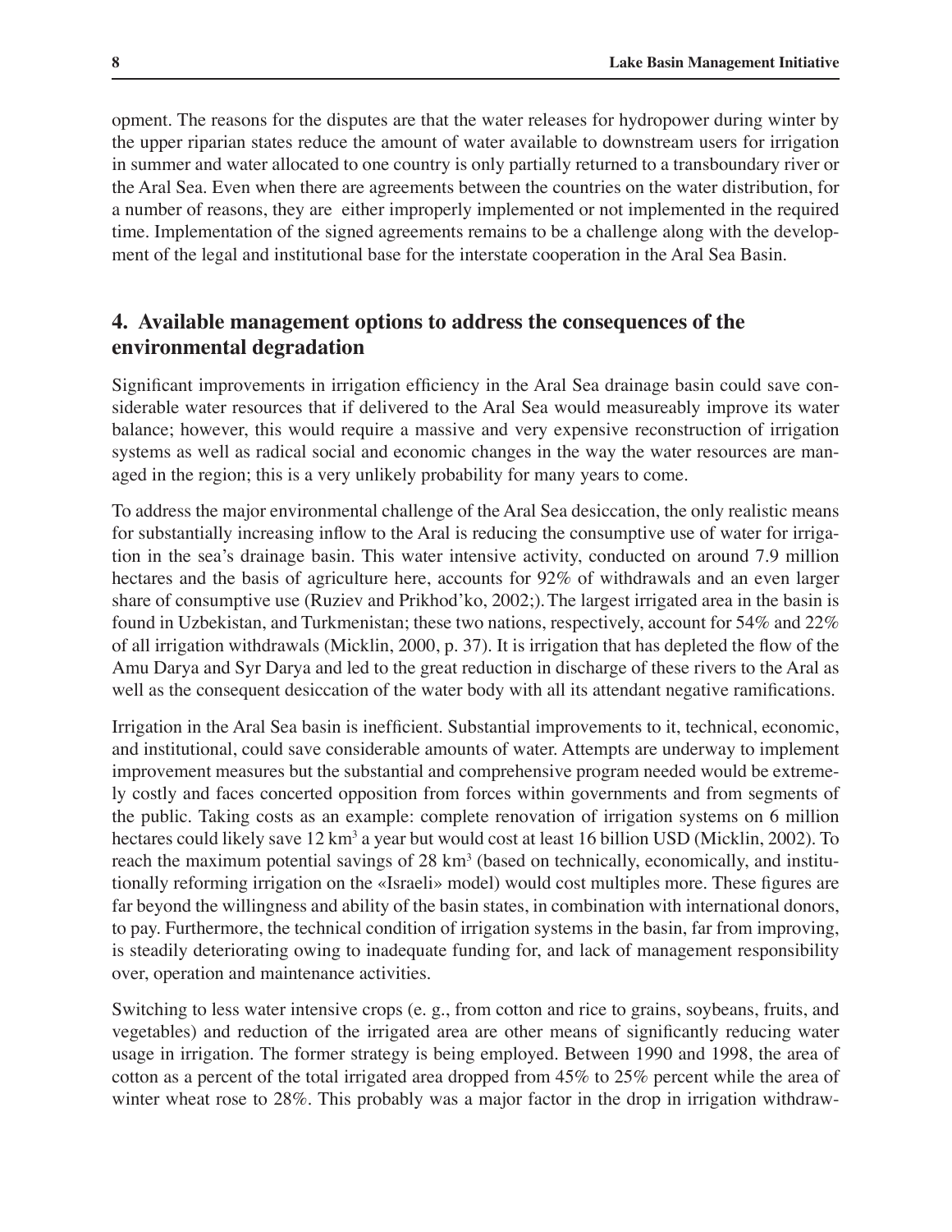opment. The reasons for the disputes are that the water releases for hydropower during winter by the upper riparian states reduce the amount of water available to downstream users for irrigation in summer and water allocated to one country is only partially returned to a transboundary river or the Aral Sea. Even when there are agreements between the countries on the water distribution, for a number of reasons, they are either improperly implemented or not implemented in the required time. Implementation of the signed agreements remains to be a challenge along with the development of the legal and institutional base for the interstate cooperation in the Aral Sea Basin.

## 4. Available management options to address the consequences of the environmental degradation

Significant improvements in irrigation efficiency in the Aral Sea drainage basin could save considerable water resources that if delivered to the Aral Sea would measureably improve its water balance; however, this would require a massive and very expensive reconstruction of irrigation systems as well as radical social and economic changes in the way the water resources are managed in the region; this is a very unlikely probability for many years to come.

To address the major environmental challenge of the Aral Sea desiccation, the only realistic means for substantially increasing inflow to the Aral is reducing the consumptive use of water for irrigation in the sea's drainage basin. This water intensive activity, conducted on around 7.9 million hectares and the basis of agriculture here, accounts for 92% of withdrawals and an even larger share of consumptive use (Ruziev and Prikhod'ko, 2002;). The largest irrigated area in the basin is found in Uzbekistan, and Turkmenistan; these two nations, respectively, account for 54% and 22% of all irrigation withdrawals (Micklin, 2000, p. 37). It is irrigation that has depleted the flow of the Amu Darya and Syr Darya and led to the great reduction in discharge of these rivers to the Aral as well as the consequent desiccation of the water body with all its attendant negative ramifications.

Irrigation in the Aral Sea basin is inefficient. Substantial improvements to it, technical, economic, and institutional, could save considerable amounts of water. Attempts are underway to implement improvement measures but the substantial and comprehensive program needed would be extremely costly and faces concerted opposition from forces within governments and from segments of the public. Taking costs as an example: complete renovation of irrigation systems on 6 million hectares could likely save 12 $km^3$ a year but would cost at least 16 billion USD (Micklin, 2002). To reach the maximum potential savings of 28 $km^3$ (based on technically, economically, and institutionally reforming irrigation on the «Israeli» model) would cost multiples more. These figures are far beyond the willingness and ability of the basin states, in combination with international donors, to pay. Furthermore, the technical condition of irrigation systems in the basin, far from improving, is steadily deteriorating owing to inadequate funding for, and lack of management responsibility over, operation and maintenance activities.

Switching to less water intensive crops (e. g., from cotton and rice to grains, soybeans, fruits, and vegetables) and reduction of the irrigated area are other means of significantly reducing water usage in irrigation. The former strategy is being employed. Between 1990 and 1998, the area of cotton as a percent of the total irrigated area dropped from 45% to 25% percent while the area of winter wheat rose to 28%. This probably was a major factor in the drop in irrigation withdraw-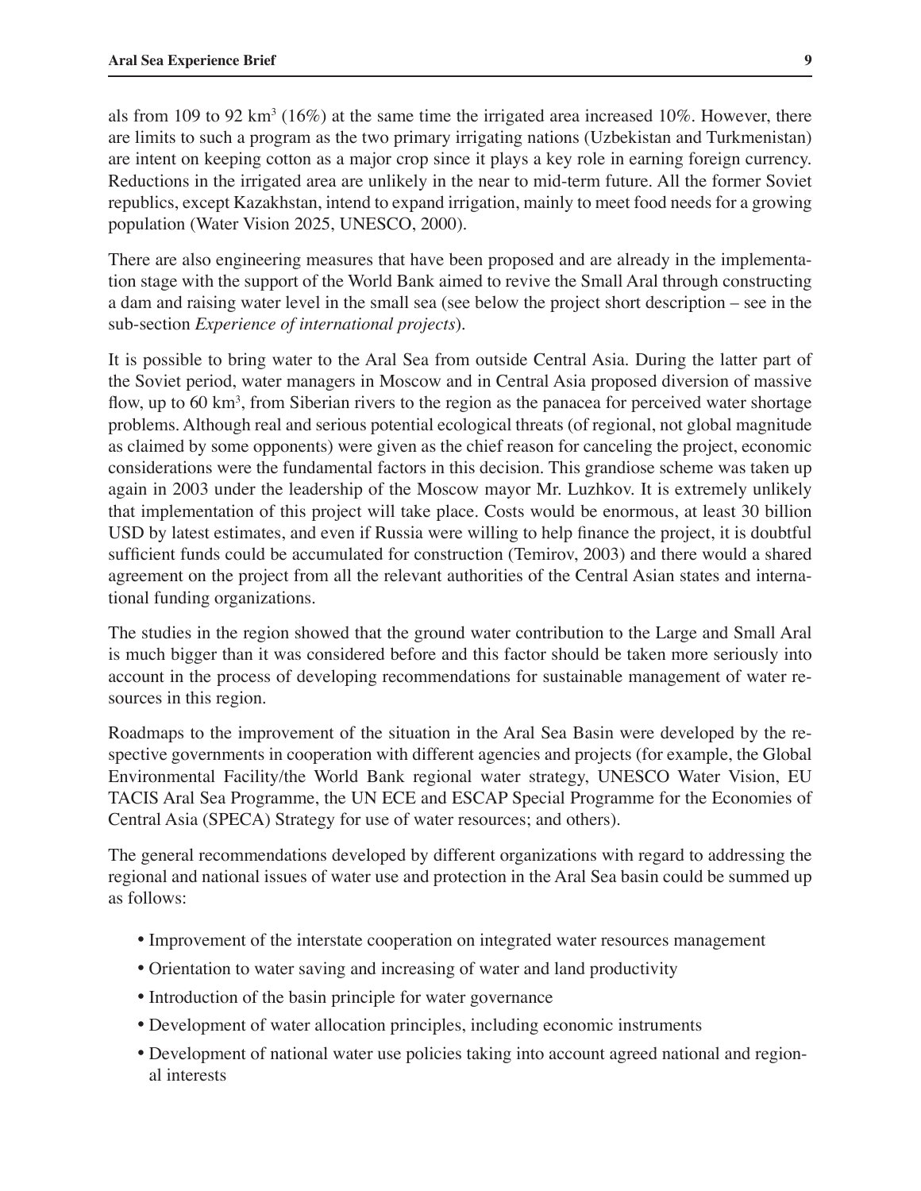als from 109 to 92 km$^3$ (16%) at the same time the irrigated area increased 10%. However, there are limits to such a program as the two primary irrigating nations (Uzbekistan and Turkmenistan) are intent on keeping cotton as a major crop since it plays a key role in earning foreign currency. Reductions in the irrigated area are unlikely in the near to mid-term future. All the former Soviet republics, except Kazakhstan, intend to expand irrigation, mainly to meet food needs for a growing population (Water Vision 2025, UNESCO, 2000).

There are also engineering measures that have been proposed and are already in the implementation stage with the support of the World Bank aimed to revive the Small Aral through constructing a dam and raising water level in the small sea (see below the project short description – see in the sub-section *Experience of international projects*).

It is possible to bring water to the Aral Sea from outside Central Asia. During the latter part of the Soviet period, water managers in Moscow and in Central Asia proposed diversion of massive flow, up to 60 km$^3$, from Siberian rivers to the region as the panacea for perceived water shortage problems. Although real and serious potential ecological threats (of regional, not global magnitude as claimed by some opponents) were given as the chief reason for canceling the project, economic considerations were the fundamental factors in this decision. This grandiose scheme was taken up again in 2003 under the leadership of the Moscow mayor Mr. Luzhkov. It is extremely unlikely that implementation of this project will take place. Costs would be enormous, at least 30 billion USD by latest estimates, and even if Russia were willing to help finance the project, it is doubtful sufficient funds could be accumulated for construction (Temirov, 2003) and there would a shared agreement on the project from all the relevant authorities of the Central Asian states and international funding organizations.

The studies in the region showed that the ground water contribution to the Large and Small Aral is much bigger than it was considered before and this factor should be taken more seriously into account in the process of developing recommendations for sustainable management of water resources in this region.

Roadmaps to the improvement of the situation in the Aral Sea Basin were developed by the respective governments in cooperation with different agencies and projects (for example, the Global Environmental Facility/the World Bank regional water strategy, UNESCO Water Vision, EU TACIS Aral Sea Programme, the UN ECE and ESCAP Special Programme for the Economies of Central Asia (SPECA) Strategy for use of water resources; and others).

The general recommendations developed by different organizations with regard to addressing the regional and national issues of water use and protection in the Aral Sea basin could be summed up as follows:

- Improvement of the interstate cooperation on integrated water resources management
- Orientation to water saving and increasing of water and land productivity
- Introduction of the basin principle for water governance
- Development of water allocation principles, including economic instruments
- Development of national water use policies taking into account agreed national and regional interests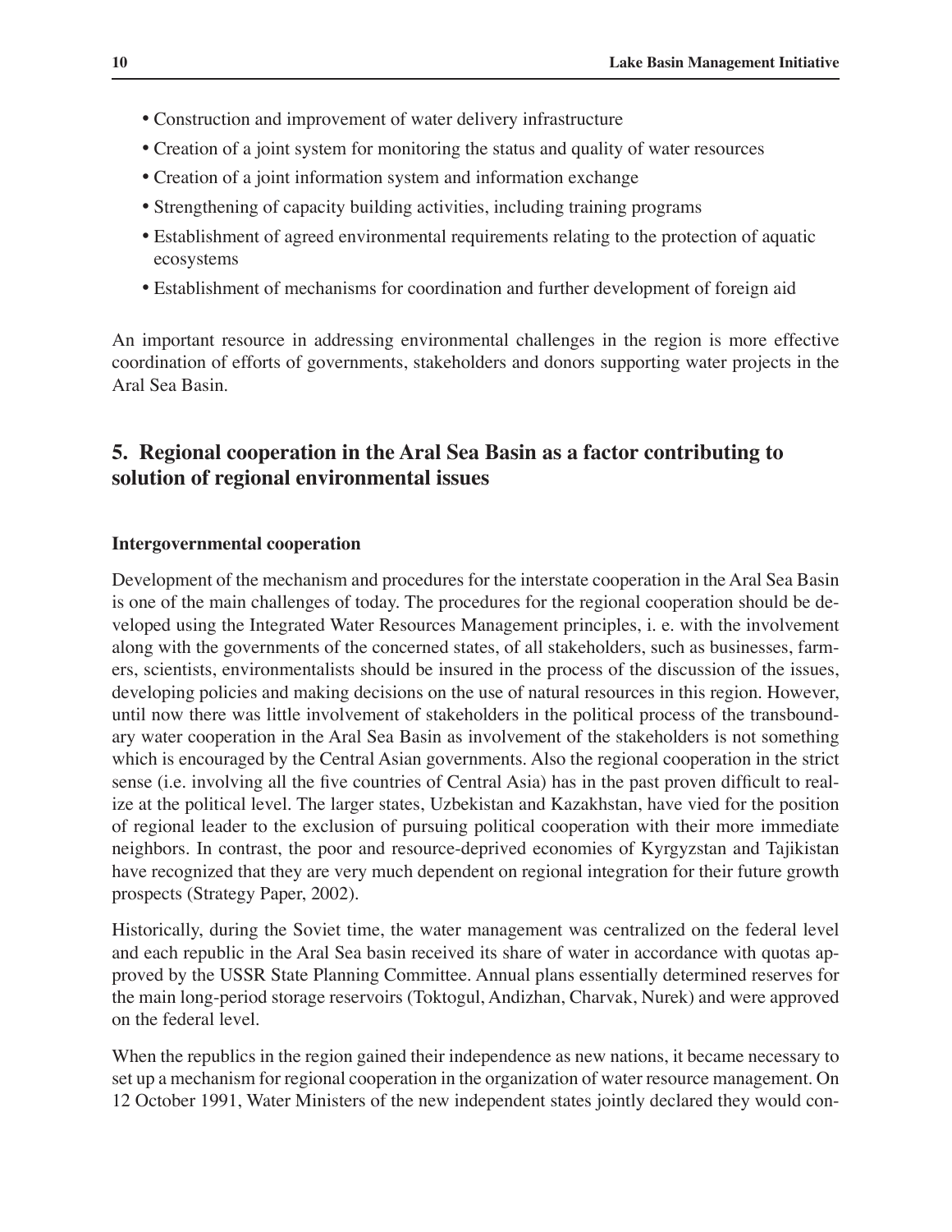- Construction and improvement of water delivery infrastructure
- Creation of a joint system for monitoring the status and quality of water resources
- Creation of a joint information system and information exchange
- Strengthening of capacity building activities, including training programs
- Establishment of agreed environmental requirements relating to the protection of aquatic ecosystems
- Establishment of mechanisms for coordination and further development of foreign aid

An important resource in addressing environmental challenges in the region is more effective coordination of efforts of governments, stakeholders and donors supporting water projects in the Aral Sea Basin.

## 5. Regional cooperation in the Aral Sea Basin as a factor contributing to solution of regional environmental issues

### Intergovernmental cooperation

Development of the mechanism and procedures for the interstate cooperation in the Aral Sea Basin is one of the main challenges of today. The procedures for the regional cooperation should be developed using the Integrated Water Resources Management principles, i. e. with the involvement along with the governments of the concerned states, of all stakeholders, such as businesses, farmers, scientists, environmentalists should be insured in the process of the discussion of the issues, developing policies and making decisions on the use of natural resources in this region. However, until now there was little involvement of stakeholders in the political process of the transboundary water cooperation in the Aral Sea Basin as involvement of the stakeholders is not something which is encouraged by the Central Asian governments. Also the regional cooperation in the strict sense (i.e. involving all the five countries of Central Asia) has in the past proven difficult to realize at the political level. The larger states, Uzbekistan and Kazakhstan, have vied for the position of regional leader to the exclusion of pursuing political cooperation with their more immediate neighbors. In contrast, the poor and resource-deprived economies of Kyrgyzstan and Tajikistan have recognized that they are very much dependent on regional integration for their future growth prospects (Strategy Paper, 2002).

Historically, during the Soviet time, the water management was centralized on the federal level and each republic in the Aral Sea basin received its share of water in accordance with quotas approved by the USSR State Planning Committee. Annual plans essentially determined reserves for the main long-period storage reservoirs (Toktogul, Andizhan, Charvak, Nurek) and were approved on the federal level.

When the republics in the region gained their independence as new nations, it became necessary to set up a mechanism for regional cooperation in the organization of water resource management. On 12 October 1991, Water Ministers of the new independent states jointly declared they would con-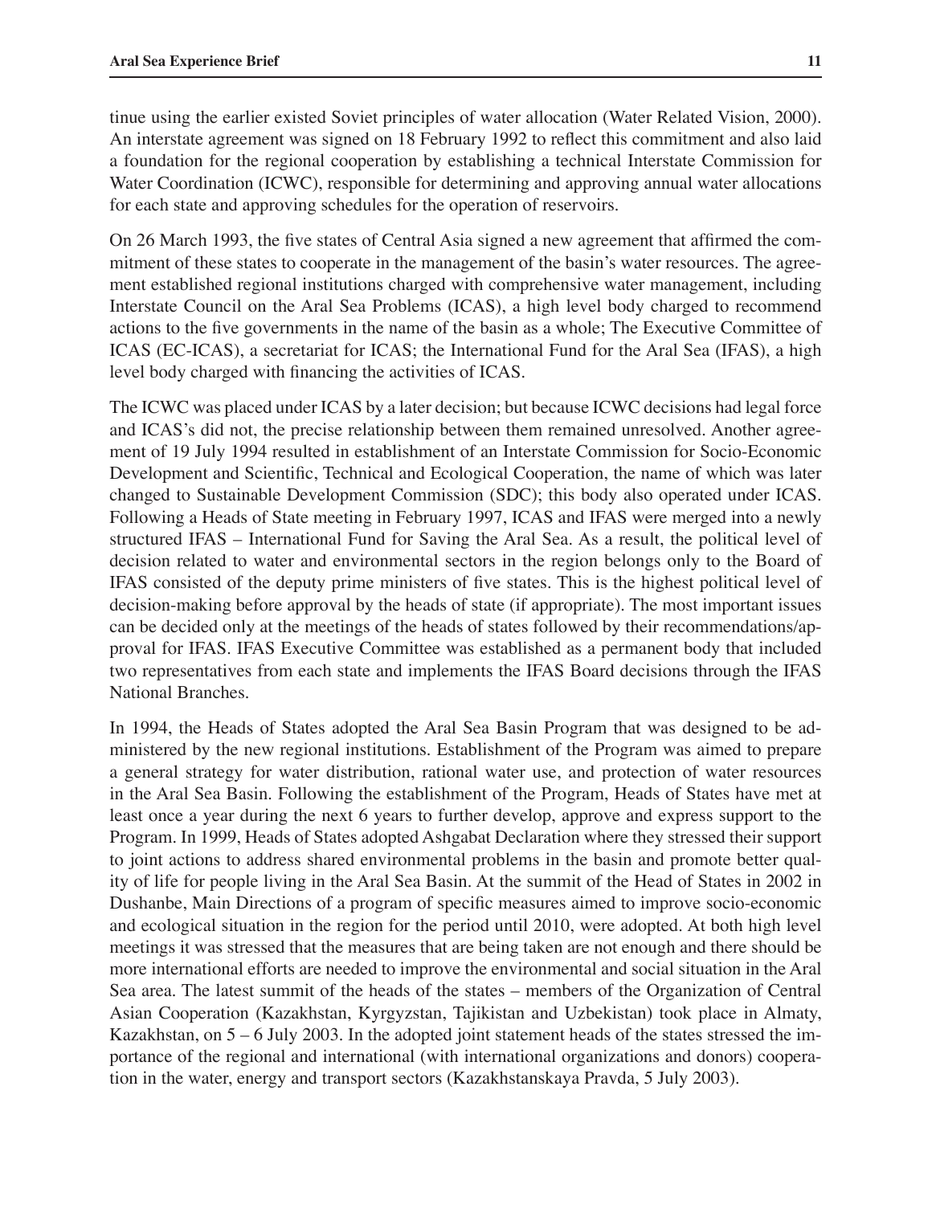tinue using the earlier existed Soviet principles of water allocation (Water Related Vision, 2000). An interstate agreement was signed on 18 February 1992 to reflect this commitment and also laid a foundation for the regional cooperation by establishing a technical Interstate Commission for Water Coordination (ICWC), responsible for determining and approving annual water allocations for each state and approving schedules for the operation of reservoirs.

On 26 March 1993, the five states of Central Asia signed a new agreement that affirmed the commitment of these states to cooperate in the management of the basin's water resources. The agreement established regional institutions charged with comprehensive water management, including Interstate Council on the Aral Sea Problems (ICAS), a high level body charged to recommend actions to the five governments in the name of the basin as a whole; The Executive Committee of ICAS (EC-ICAS), a secretariat for ICAS; the International Fund for the Aral Sea (IFAS), a high level body charged with financing the activities of ICAS.

The ICWC was placed under ICAS by a later decision; but because ICWC decisions had legal force and ICAS's did not, the precise relationship between them remained unresolved. Another agreement of 19 July 1994 resulted in establishment of an Interstate Commission for Socio-Economic Development and Scientific, Technical and Ecological Cooperation, the name of which was later changed to Sustainable Development Commission (SDC); this body also operated under ICAS. Following a Heads of State meeting in February 1997, ICAS and IFAS were merged into a newly structured IFAS – International Fund for Saving the Aral Sea. As a result, the political level of decision related to water and environmental sectors in the region belongs only to the Board of IFAS consisted of the deputy prime ministers of five states. This is the highest political level of decision-making before approval by the heads of state (if appropriate). The most important issues can be decided only at the meetings of the heads of states followed by their recommendations/approval for IFAS. IFAS Executive Committee was established as a permanent body that included two representatives from each state and implements the IFAS Board decisions through the IFAS National Branches.

In 1994, the Heads of States adopted the Aral Sea Basin Program that was designed to be administered by the new regional institutions. Establishment of the Program was aimed to prepare a general strategy for water distribution, rational water use, and protection of water resources in the Aral Sea Basin. Following the establishment of the Program, Heads of States have met at least once a year during the next 6 years to further develop, approve and express support to the Program. In 1999, Heads of States adopted Ashgabat Declaration where they stressed their support to joint actions to address shared environmental problems in the basin and promote better quality of life for people living in the Aral Sea Basin. At the summit of the Head of States in 2002 in Dushanbe, Main Directions of a program of specific measures aimed to improve socio-economic and ecological situation in the region for the period until 2010, were adopted. At both high level meetings it was stressed that the measures that are being taken are not enough and there should be more international efforts are needed to improve the environmental and social situation in the Aral Sea area. The latest summit of the heads of the states – members of the Organization of Central Asian Cooperation (Kazakhstan, Kyrgyzstan, Tajikistan and Uzbekistan) took place in Almaty, Kazakhstan, on 5 – 6 July 2003. In the adopted joint statement heads of the states stressed the importance of the regional and international (with international organizations and donors) cooperation in the water, energy and transport sectors (Kazakhstanskaya Pravda, 5 July 2003).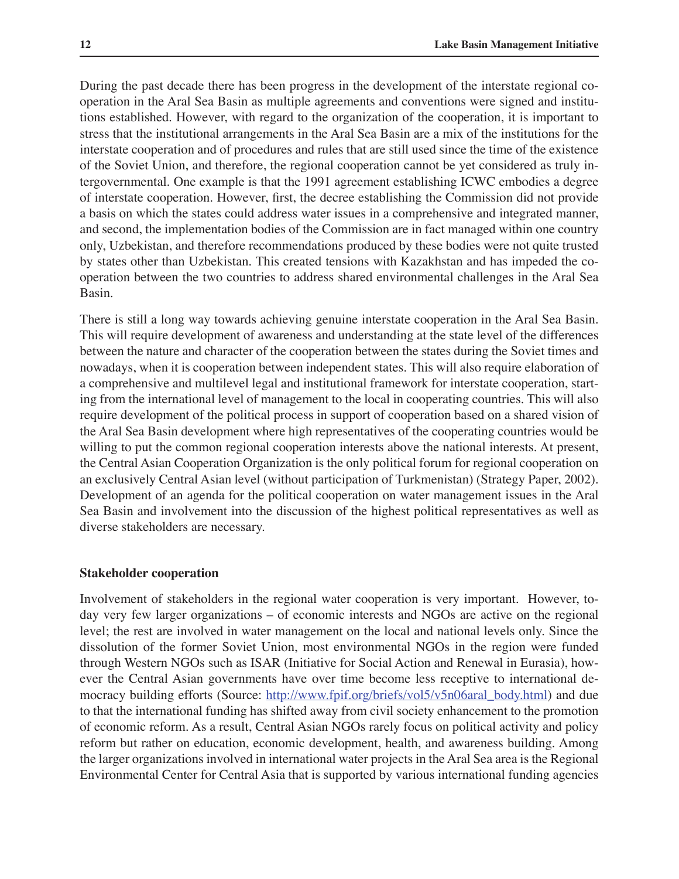During the past decade there has been progress in the development of the interstate regional cooperation in the Aral Sea Basin as multiple agreements and conventions were signed and institutions established. However, with regard to the organization of the cooperation, it is important to stress that the institutional arrangements in the Aral Sea Basin are a mix of the institutions for the interstate cooperation and of procedures and rules that are still used since the time of the existence of the Soviet Union, and therefore, the regional cooperation cannot be yet considered as truly intergovernmental. One example is that the 1991 agreement establishing ICWC embodies a degree of interstate cooperation. However, first, the decree establishing the Commission did not provide a basis on which the states could address water issues in a comprehensive and integrated manner, and second, the implementation bodies of the Commission are in fact managed within one country only, Uzbekistan, and therefore recommendations produced by these bodies were not quite trusted by states other than Uzbekistan. This created tensions with Kazakhstan and has impeded the cooperation between the two countries to address shared environmental challenges in the Aral Sea Basin.

There is still a long way towards achieving genuine interstate cooperation in the Aral Sea Basin. This will require development of awareness and understanding at the state level of the differences between the nature and character of the cooperation between the states during the Soviet times and nowadays, when it is cooperation between independent states. This will also require elaboration of a comprehensive and multilevel legal and institutional framework for interstate cooperation, starting from the international level of management to the local in cooperating countries. This will also require development of the political process in support of cooperation based on a shared vision of the Aral Sea Basin development where high representatives of the cooperating countries would be willing to put the common regional cooperation interests above the national interests. At present, the Central Asian Cooperation Organization is the only political forum for regional cooperation on an exclusively Central Asian level (without participation of Turkmenistan) (Strategy Paper, 2002). Development of an agenda for the political cooperation on water management issues in the Aral Sea Basin and involvement into the discussion of the highest political representatives as well as diverse stakeholders are necessary.

**Stakeholder cooperation**

Involvement of stakeholders in the regional water cooperation is very important. However, today very few larger organizations – of economic interests and NGOs are active on the regional level; the rest are involved in water management on the local and national levels only. Since the dissolution of the former Soviet Union, most environmental NGOs in the region were funded through Western NGOs such as ISAR (Initiative for Social Action and Renewal in Eurasia), however the Central Asian governments have over time become less receptive to international democracy building efforts (Source: http://www.fpif.org/briefs/vol5/v5n06aral_body.html) and due to that the international funding has shifted away from civil society enhancement to the promotion of economic reform. As a result, Central Asian NGOs rarely focus on political activity and policy reform but rather on education, economic development, health, and awareness building. Among the larger organizations involved in international water projects in the Aral Sea area is the Regional Environmental Center for Central Asia that is supported by various international funding agencies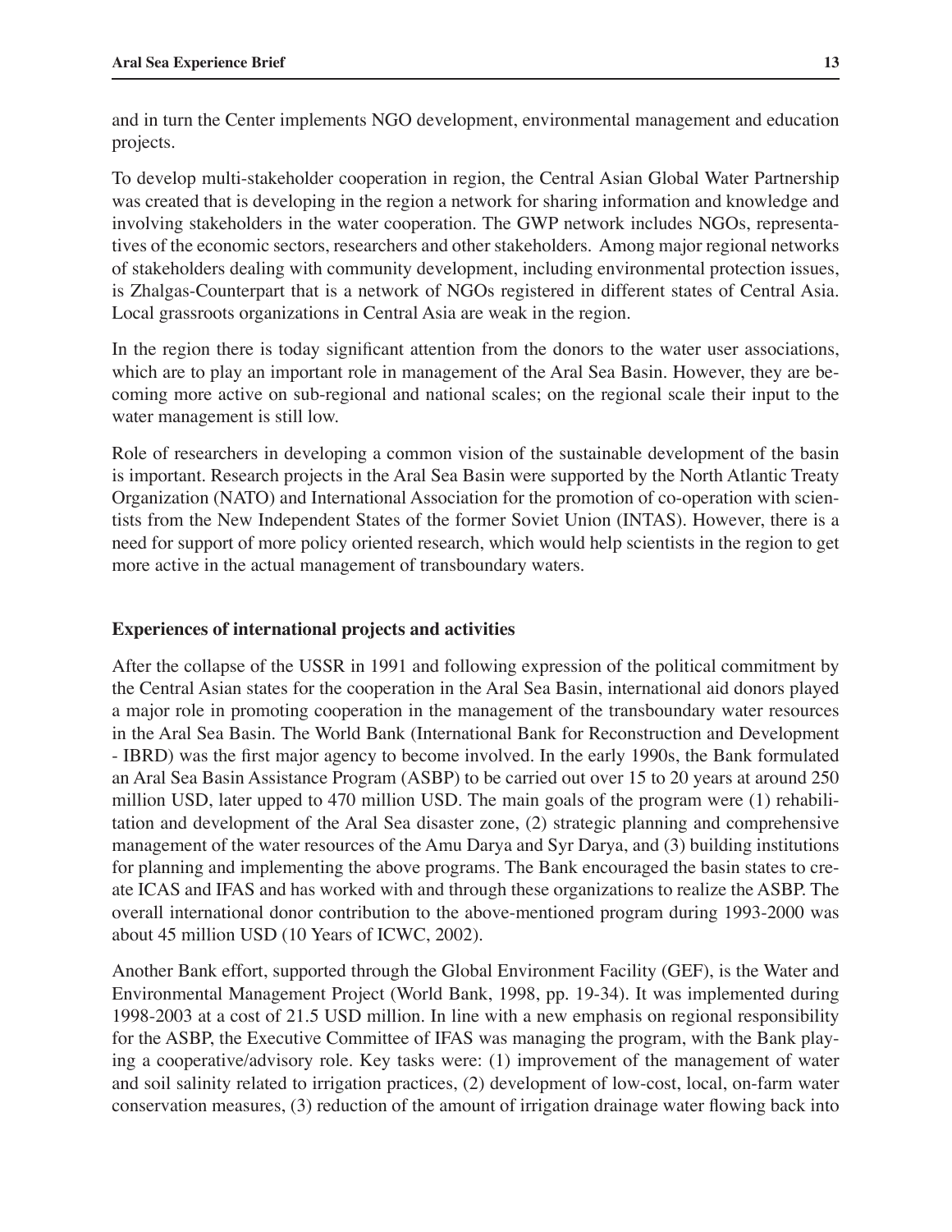and in turn the Center implements NGO development, environmental management and education projects.

To develop multi-stakeholder cooperation in region, the Central Asian Global Water Partnership was created that is developing in the region a network for sharing information and knowledge and involving stakeholders in the water cooperation. The GWP network includes NGOs, representatives of the economic sectors, researchers and other stakeholders. Among major regional networks of stakeholders dealing with community development, including environmental protection issues, is Zhalgas-Counterpart that is a network of NGOs registered in different states of Central Asia. Local grassroots organizations in Central Asia are weak in the region.

In the region there is today significant attention from the donors to the water user associations, which are to play an important role in management of the Aral Sea Basin. However, they are becoming more active on sub-regional and national scales; on the regional scale their input to the water management is still low.

Role of researchers in developing a common vision of the sustainable development of the basin is important. Research projects in the Aral Sea Basin were supported by the North Atlantic Treaty Organization (NATO) and International Association for the promotion of co-operation with scientists from the New Independent States of the former Soviet Union (INTAS). However, there is a need for support of more policy oriented research, which would help scientists in the region to get more active in the actual management of transboundary waters.

### Experiences of international projects and activities

After the collapse of the USSR in 1991 and following expression of the political commitment by the Central Asian states for the cooperation in the Aral Sea Basin, international aid donors played a major role in promoting cooperation in the management of the transboundary water resources in the Aral Sea Basin. The World Bank (International Bank for Reconstruction and Development - IBRD) was the first major agency to become involved. In the early 1990s, the Bank formulated an Aral Sea Basin Assistance Program (ASBP) to be carried out over 15 to 20 years at around 250 million USD, later upped to 470 million USD. The main goals of the program were (1) rehabilitation and development of the Aral Sea disaster zone, (2) strategic planning and comprehensive management of the water resources of the Amu Darya and Syr Darya, and (3) building institutions for planning and implementing the above programs. The Bank encouraged the basin states to create ICAS and IFAS and has worked with and through these organizations to realize the ASBP. The overall international donor contribution to the above-mentioned program during 1993-2000 was about 45 million USD (10 Years of ICWC, 2002).

Another Bank effort, supported through the Global Environment Facility (GEF), is the Water and Environmental Management Project (World Bank, 1998, pp. 19-34). It was implemented during 1998-2003 at a cost of 21.5 USD million. In line with a new emphasis on regional responsibility for the ASBP, the Executive Committee of IFAS was managing the program, with the Bank playing a cooperative/advisory role. Key tasks were: (1) improvement of the management of water and soil salinity related to irrigation practices, (2) development of low-cost, local, on-farm water conservation measures, (3) reduction of the amount of irrigation drainage water flowing back into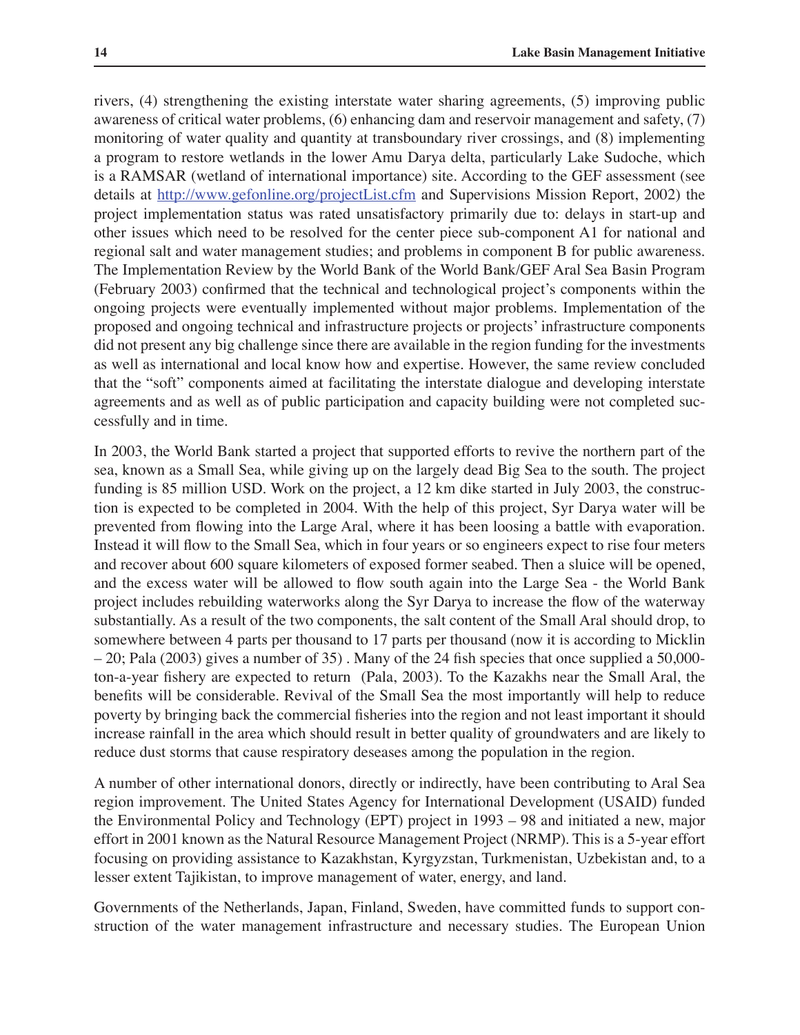rivers, (4) strengthening the existing interstate water sharing agreements, (5) improving public awareness of critical water problems, (6) enhancing dam and reservoir management and safety, (7) monitoring of water quality and quantity at transboundary river crossings, and (8) implementing a program to restore wetlands in the lower Amu Darya delta, particularly Lake Sudoche, which is a RAMSAR (wetland of international importance) site. According to the GEF assessment (see details at http://www.gefonline.org/projectList.cfm and Supervisions Mission Report, 2002) the project implementation status was rated unsatisfactory primarily due to: delays in start-up and other issues which need to be resolved for the center piece sub-component A1 for national and regional salt and water management studies; and problems in component B for public awareness. The Implementation Review by the World Bank of the World Bank/GEF Aral Sea Basin Program (February 2003) confirmed that the technical and technological project's components within the ongoing projects were eventually implemented without major problems. Implementation of the proposed and ongoing technical and infrastructure projects or projects' infrastructure components did not present any big challenge since there are available in the region funding for the investments as well as international and local know how and expertise. However, the same review concluded that the "soft" components aimed at facilitating the interstate dialogue and developing interstate agreements and as well as of public participation and capacity building were not completed successfully and in time.

In 2003, the World Bank started a project that supported efforts to revive the northern part of the sea, known as a Small Sea, while giving up on the largely dead Big Sea to the south. The project funding is 85 million USD. Work on the project, a 12 km dike started in July 2003, the construction is expected to be completed in 2004. With the help of this project, Syr Darya water will be prevented from flowing into the Large Aral, where it has been loosing a battle with evaporation. Instead it will flow to the Small Sea, which in four years or so engineers expect to rise four meters and recover about 600 square kilometers of exposed former seabed. Then a sluice will be opened, and the excess water will be allowed to flow south again into the Large Sea - the World Bank project includes rebuilding waterworks along the Syr Darya to increase the flow of the waterway substantially. As a result of the two components, the salt content of the Small Aral should drop, to somewhere between 4 parts per thousand to 17 parts per thousand (now it is according to Micklin – 20; Pala (2003) gives a number of 35) . Many of the 24 fish species that once supplied a 50,000-ton-a-year fishery are expected to return (Pala, 2003). To the Kazakhs near the Small Aral, the benefits will be considerable. Revival of the Small Sea the most importantly will help to reduce poverty by bringing back the commercial fisheries into the region and not least important it should increase rainfall in the area which should result in better quality of groundwaters and are likely to reduce dust storms that cause respiratory deseases among the population in the region.

A number of other international donors, directly or indirectly, have been contributing to Aral Sea region improvement. The United States Agency for International Development (USAID) funded the Environmental Policy and Technology (EPT) project in 1993 – 98 and initiated a new, major effort in 2001 known as the Natural Resource Management Project (NRMP). This is a 5-year effort focusing on providing assistance to Kazakhstan, Kyrgyzstan, Turkmenistan, Uzbekistan and, to a lesser extent Tajikistan, to improve management of water, energy, and land.

Governments of the Netherlands, Japan, Finland, Sweden, have committed funds to support construction of the water management infrastructure and necessary studies. The European Union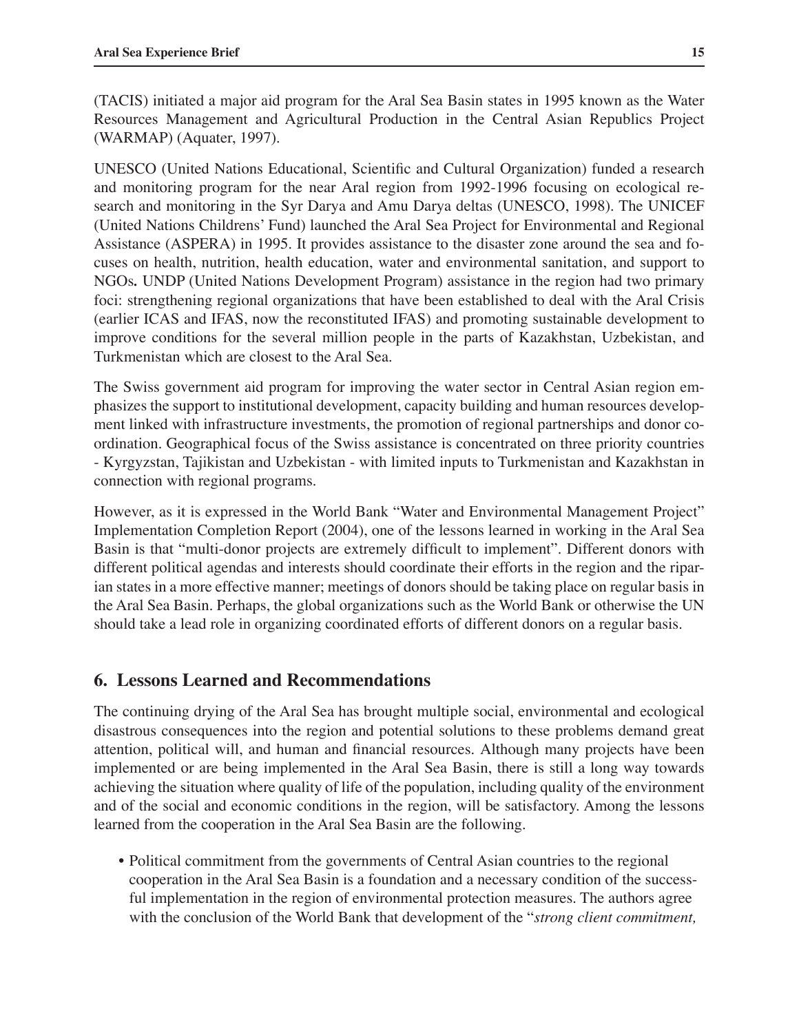(TACIS) initiated a major aid program for the Aral Sea Basin states in 1995 known as the Water Resources Management and Agricultural Production in the Central Asian Republics Project (WARMAP) (Aquater, 1997).

UNESCO (United Nations Educational, Scientific and Cultural Organization) funded a research and monitoring program for the near Aral region from 1992-1996 focusing on ecological research and monitoring in the Syr Darya and Amu Darya deltas (UNESCO, 1998). The UNICEF (United Nations Childrens' Fund) launched the Aral Sea Project for Environmental and Regional Assistance (ASPERA) in 1995. It provides assistance to the disaster zone around the sea and focuses on health, nutrition, health education, water and environmental sanitation, and support to NGOs**.** UNDP (United Nations Development Program) assistance in the region had two primary foci: strengthening regional organizations that have been established to deal with the Aral Crisis (earlier ICAS and IFAS, now the reconstituted IFAS) and promoting sustainable development to improve conditions for the several million people in the parts of Kazakhstan, Uzbekistan, and Turkmenistan which are closest to the Aral Sea.

The Swiss government aid program for improving the water sector in Central Asian region emphasizes the support to institutional development, capacity building and human resources development linked with infrastructure investments, the promotion of regional partnerships and donor coordination. Geographical focus of the Swiss assistance is concentrated on three priority countries - Kyrgyzstan, Tajikistan and Uzbekistan - with limited inputs to Turkmenistan and Kazakhstan in connection with regional programs.

However, as it is expressed in the World Bank "Water and Environmental Management Project" Implementation Completion Report (2004), one of the lessons learned in working in the Aral Sea Basin is that "multi-donor projects are extremely difficult to implement". Different donors with different political agendas and interests should coordinate their efforts in the region and the riparian states in a more effective manner; meetings of donors should be taking place on regular basis in the Aral Sea Basin. Perhaps, the global organizations such as the World Bank or otherwise the UN should take a lead role in organizing coordinated efforts of different donors on a regular basis.

## 6. Lessons Learned and Recommendations

The continuing drying of the Aral Sea has brought multiple social, environmental and ecological disastrous consequences into the region and potential solutions to these problems demand great attention, political will, and human and financial resources. Although many projects have been implemented or are being implemented in the Aral Sea Basin, there is still a long way towards achieving the situation where quality of life of the population, including quality of the environment and of the social and economic conditions in the region, will be satisfactory. Among the lessons learned from the cooperation in the Aral Sea Basin are the following.

- Political commitment from the governments of Central Asian countries to the regional cooperation in the Aral Sea Basin is a foundation and a necessary condition of the successful implementation in the region of environmental protection measures. The authors agree with the conclusion of the World Bank that development of the "*strong client commitment,*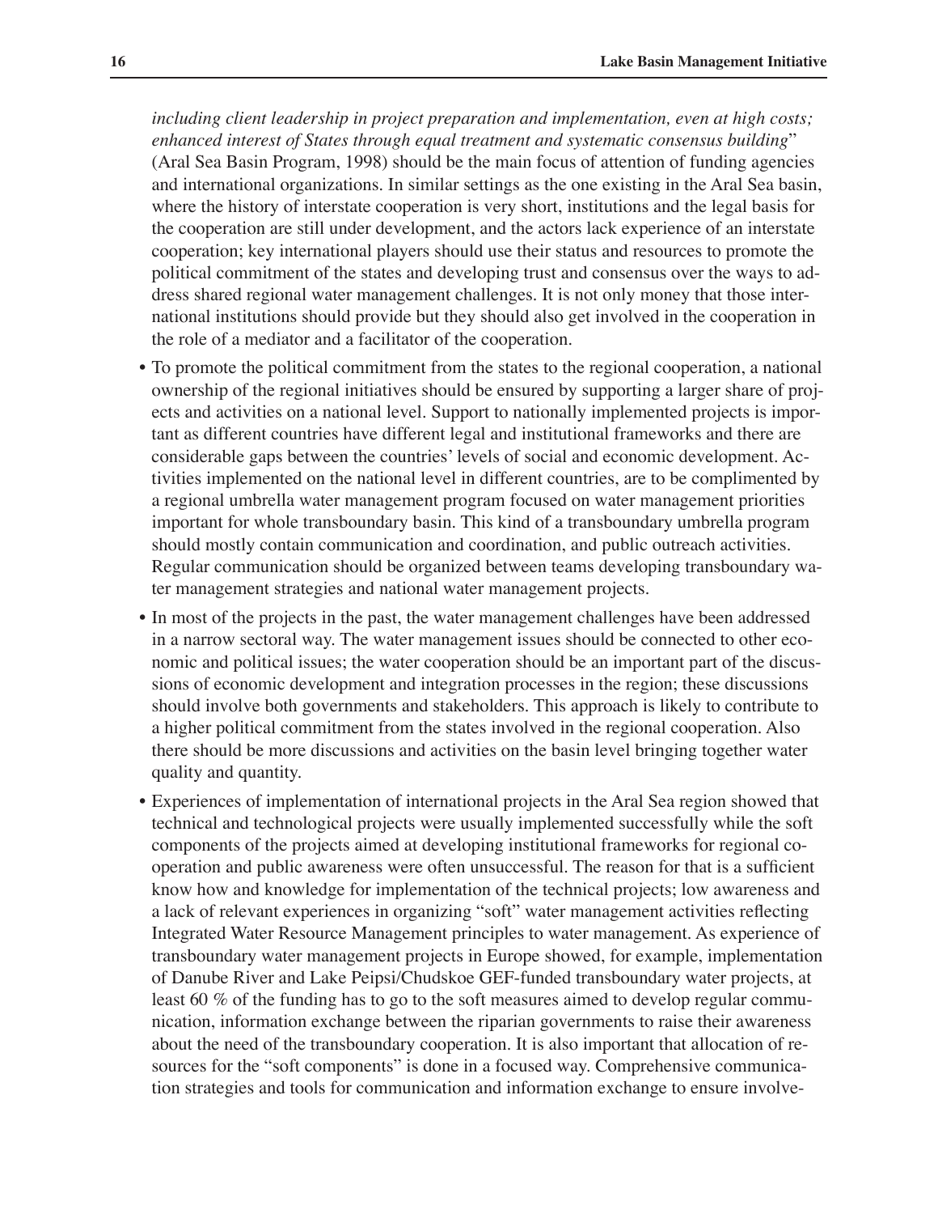*including client leadership in project preparation and implementation, even at high costs; enhanced interest of States through equal treatment and systematic consensus building*" (Aral Sea Basin Program, 1998) should be the main focus of attention of funding agencies and international organizations. In similar settings as the one existing in the Aral Sea basin, where the history of interstate cooperation is very short, institutions and the legal basis for the cooperation are still under development, and the actors lack experience of an interstate cooperation; key international players should use their status and resources to promote the political commitment of the states and developing trust and consensus over the ways to address shared regional water management challenges. It is not only money that those international institutions should provide but they should also get involved in the cooperation in the role of a mediator and a facilitator of the cooperation.

- To promote the political commitment from the states to the regional cooperation, a national ownership of the regional initiatives should be ensured by supporting a larger share of projects and activities on a national level. Support to nationally implemented projects is important as different countries have different legal and institutional frameworks and there are considerable gaps between the countries' levels of social and economic development. Activities implemented on the national level in different countries, are to be complimented by a regional umbrella water management program focused on water management priorities important for whole transboundary basin. This kind of a transboundary umbrella program should mostly contain communication and coordination, and public outreach activities. Regular communication should be organized between teams developing transboundary water management strategies and national water management projects.
- In most of the projects in the past, the water management challenges have been addressed in a narrow sectoral way. The water management issues should be connected to other economic and political issues; the water cooperation should be an important part of the discussions of economic development and integration processes in the region; these discussions should involve both governments and stakeholders. This approach is likely to contribute to a higher political commitment from the states involved in the regional cooperation. Also there should be more discussions and activities on the basin level bringing together water quality and quantity.
- Experiences of implementation of international projects in the Aral Sea region showed that technical and technological projects were usually implemented successfully while the soft components of the projects aimed at developing institutional frameworks for regional cooperation and public awareness were often unsuccessful. The reason for that is a sufficient know how and knowledge for implementation of the technical projects; low awareness and a lack of relevant experiences in organizing "soft" water management activities reflecting Integrated Water Resource Management principles to water management. As experience of transboundary water management projects in Europe showed, for example, implementation of Danube River and Lake Peipsi/Chudskoe GEF-funded transboundary water projects, at least 60 % of the funding has to go to the soft measures aimed to develop regular communication, information exchange between the riparian governments to raise their awareness about the need of the transboundary cooperation. It is also important that allocation of resources for the "soft components" is done in a focused way. Comprehensive communication strategies and tools for communication and information exchange to ensure involve-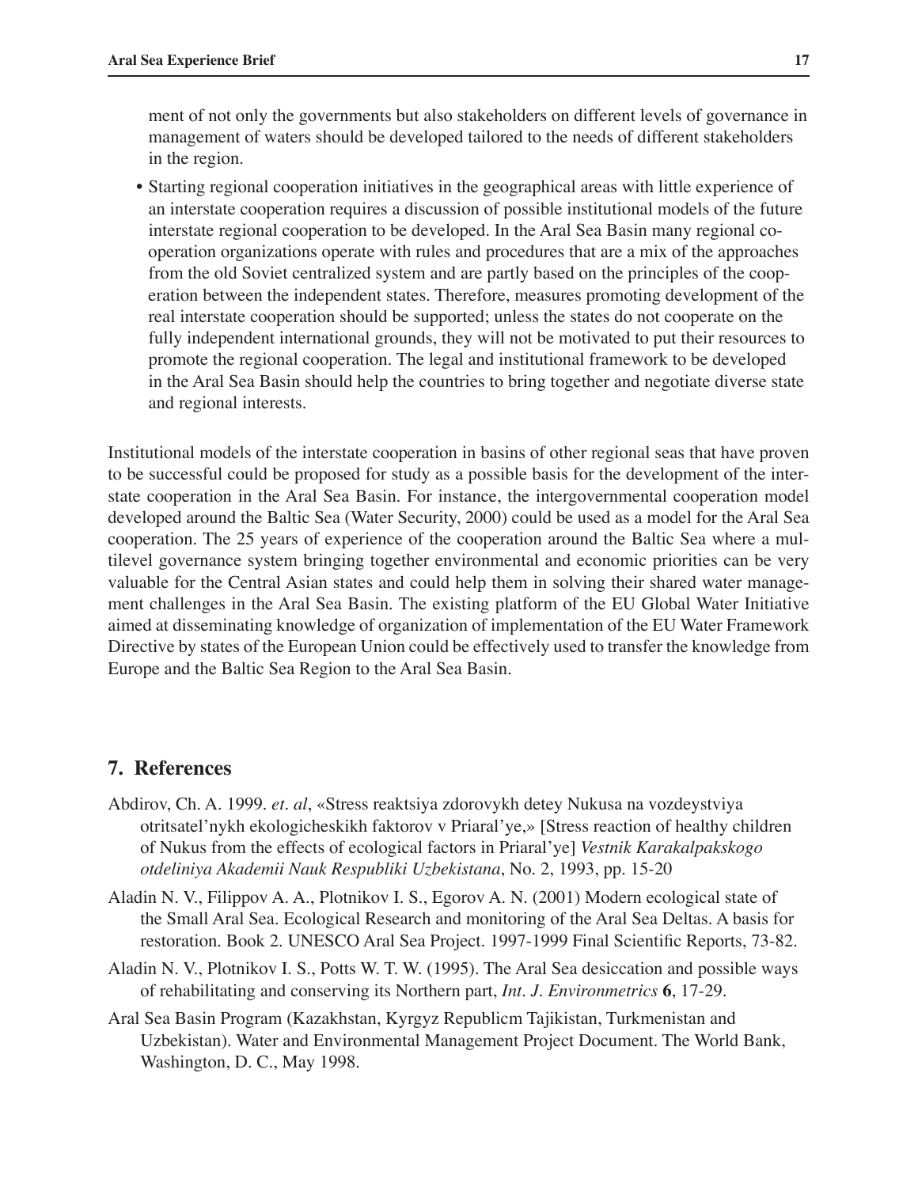ment of not only the governments but also stakeholders on different levels of governance in management of waters should be developed tailored to the needs of different stakeholders in the region.

- Starting regional cooperation initiatives in the geographical areas with little experience of an interstate cooperation requires a discussion of possible institutional models of the future interstate regional cooperation to be developed. In the Aral Sea Basin many regional cooperation organizations operate with rules and procedures that are a mix of the approaches from the old Soviet centralized system and are partly based on the principles of the cooperation between the independent states. Therefore, measures promoting development of the real interstate cooperation should be supported; unless the states do not cooperate on the fully independent international grounds, they will not be motivated to put their resources to promote the regional cooperation. The legal and institutional framework to be developed in the Aral Sea Basin should help the countries to bring together and negotiate diverse state and regional interests.

Institutional models of the interstate cooperation in basins of other regional seas that have proven to be successful could be proposed for study as a possible basis for the development of the interstate cooperation in the Aral Sea Basin. For instance, the intergovernmental cooperation model developed around the Baltic Sea (Water Security, 2000) could be used as a model for the Aral Sea cooperation. The 25 years of experience of the cooperation around the Baltic Sea where a multilevel governance system bringing together environmental and economic priorities can be very valuable for the Central Asian states and could help them in solving their shared water management challenges in the Aral Sea Basin. The existing platform of the EU Global Water Initiative aimed at disseminating knowledge of organization of implementation of the EU Water Framework Directive by states of the European Union could be effectively used to transfer the knowledge from Europe and the Baltic Sea Region to the Aral Sea Basin.

## 7. References

Abdirov, Ch. A. 1999. *et. al*, «Stress reaktsiya zdorovykh detey Nukusa na vozdeystviya otritsatel'nykh ekologicheskikh faktorov v Priaral'ye,» [Stress reaction of healthy children of Nukus from the effects of ecological factors in Priaral'ye] *Vestnik Karakalpakskogo otdeliniya Akademii Nauk Respubliki Uzbekistana*, No. 2, 1993, pp. 15-20

Aladin N. V., Filippov A. A., Plotnikov I. S., Egorov A. N. (2001) Modern ecological state of the Small Aral Sea. Ecological Research and monitoring of the Aral Sea Deltas. A basis for restoration. Book 2. UNESCO Aral Sea Project. 1997-1999 Final Scientific Reports, 73-82.

Aladin N. V., Plotnikov I. S., Potts W. T. W. (1995). The Aral Sea desiccation and possible ways of rehabilitating and conserving its Northern part, *Int. J. Environmetrics* **6**, 17-29.

Aral Sea Basin Program (Kazakhstan, Kyrgyz Republicm Tajikistan, Turkmenistan and Uzbekistan). Water and Environmental Management Project Document. The World Bank, Washington, D. C., May 1998.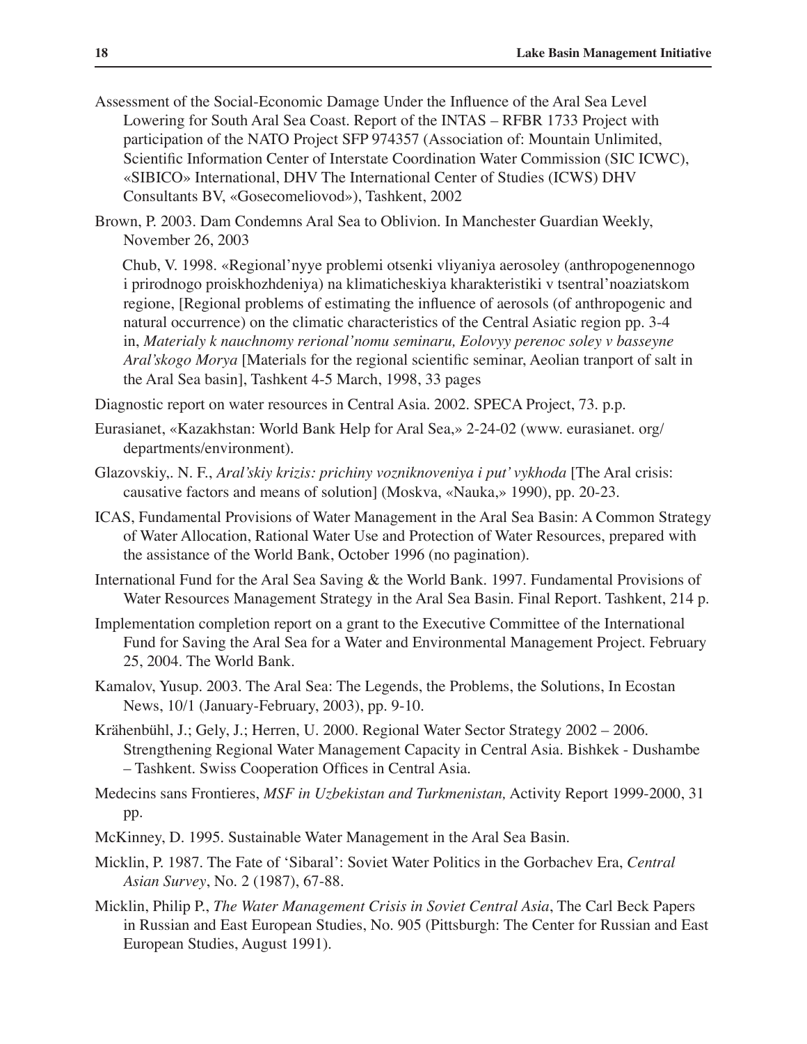Assessment of the Social-Economic Damage Under the Influence of the Aral Sea Level Lowering for South Aral Sea Coast. Report of the INTAS – RFBR 1733 Project with participation of the NATO Project SFP 974357 (Association of: Mountain Unlimited, Scientific Information Center of Interstate Coordination Water Commission (SIC ICWC), «SIBICO» International, DHV The International Center of Studies (ICWS) DHV Consultants BV, «Gosecomeliovod»), Tashkent, 2002

Brown, P. 2003. Dam Condemns Aral Sea to Oblivion. In Manchester Guardian Weekly, November 26, 2003

Chub, V. 1998. «Regional'nyye problemi otsenki vliyaniya aerosoley (anthropogenennogo i prirodnogo proiskhozhdeniya) na klimaticheskiya kharakteristiki v tsentral'noaziatskom regione, [Regional problems of estimating the influence of aerosols (of anthropogenic and natural occurrence) on the climatic characteristics of the Central Asiatic region pp. 3-4 in, *Materialy k nauchnomy rerional'nomu seminaru, Eolovyy perenoc soley v basseyne Aral'skogo Morya* [Materials for the regional scientific seminar, Aeolian tranport of salt in the Aral Sea basin], Tashkent 4-5 March, 1998, 33 pages

Diagnostic report on water resources in Central Asia. 2002. SPECA Project, 73. p.p.

Eurasianet, «Kazakhstan: World Bank Help for Aral Sea,» 2-24-02 (www. eurasianet. org/ departments/environment).

Glazovskiy,. N. F., *Aral'skiy krizis: prichiny vozniknoveniya i put' vykhoda* [The Aral crisis: causative factors and means of solution] (Moskva, «Nauka,» 1990), pp. 20-23.

ICAS, Fundamental Provisions of Water Management in the Aral Sea Basin: A Common Strategy of Water Allocation, Rational Water Use and Protection of Water Resources, prepared with the assistance of the World Bank, October 1996 (no pagination).

International Fund for the Aral Sea Saving & the World Bank. 1997. Fundamental Provisions of Water Resources Management Strategy in the Aral Sea Basin. Final Report. Tashkent, 214 p.

Implementation completion report on a grant to the Executive Committee of the International Fund for Saving the Aral Sea for a Water and Environmental Management Project. February 25, 2004. The World Bank.

Kamalov, Yusup. 2003. The Aral Sea: The Legends, the Problems, the Solutions, In Ecostan News, 10/1 (January-February, 2003), pp. 9-10.

Krähenbühl, J.; Gely, J.; Herren, U. 2000. Regional Water Sector Strategy 2002 – 2006. Strengthening Regional Water Management Capacity in Central Asia. Bishkek - Dushambe – Tashkent. Swiss Cooperation Offices in Central Asia.

Medecins sans Frontieres, *MSF in Uzbekistan and Turkmenistan,* Activity Report 1999-2000, 31 pp.

McKinney, D. 1995. Sustainable Water Management in the Aral Sea Basin.

Micklin, P. 1987. The Fate of 'Sibaral': Soviet Water Politics in the Gorbachev Era, *Central Asian Survey*, No. 2 (1987), 67-88.

Micklin, Philip P., *The Water Management Crisis in Soviet Central Asia*, The Carl Beck Papers in Russian and East European Studies, No. 905 (Pittsburgh: The Center for Russian and East European Studies, August 1991).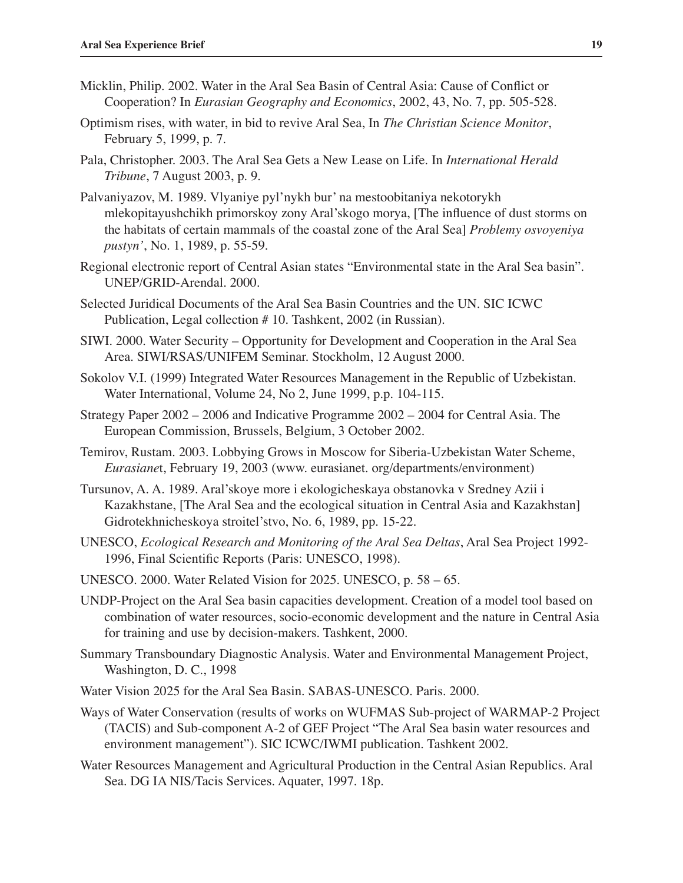Micklin, Philip. 2002. Water in the Aral Sea Basin of Central Asia: Cause of Conflict or Cooperation? In *Eurasian Geography and Economics*, 2002, 43, No. 7, pp. 505-528.

Optimism rises, with water, in bid to revive Aral Sea, In *The Christian Science Monitor*, February 5, 1999, p. 7.

Pala, Christopher. 2003. The Aral Sea Gets a New Lease on Life. In *International Herald Tribune*, 7 August 2003, p. 9.

Palvaniyazov, M. 1989. Vlyaniye pyl'nykh bur' na mestoobitaniya nekotorykh mlekopitayushchikh primorskoy zony Aral'skogo morya, [The influence of dust storms on the habitats of certain mammals of the coastal zone of the Aral Sea] *Problemy osvoyeniya pustyn'*, No. 1, 1989, p. 55-59.

Regional electronic report of Central Asian states "Environmental state in the Aral Sea basin". UNEP/GRID-Arendal. 2000.

Selected Juridical Documents of the Aral Sea Basin Countries and the UN. SIC ICWC Publication, Legal collection # 10. Tashkent, 2002 (in Russian).

SIWI. 2000. Water Security – Opportunity for Development and Cooperation in the Aral Sea Area. SIWI/RSAS/UNIFEM Seminar. Stockholm, 12 August 2000.

Sokolov V.I. (1999) Integrated Water Resources Management in the Republic of Uzbekistan. Water International, Volume 24, No 2, June 1999, p.p. 104-115.

Strategy Paper 2002 – 2006 and Indicative Programme 2002 – 2004 for Central Asia. The European Commission, Brussels, Belgium, 3 October 2002.

Temirov, Rustam. 2003. Lobbying Grows in Moscow for Siberia-Uzbekistan Water Scheme, *Eurasianet*, February 19, 2003 (www. eurasianet. org/departments/environment)

Tursunov, A. A. 1989. Aral'skoye more i ekologicheskaya obstanovka v Sredney Azii i Kazakhstane, [The Aral Sea and the ecological situation in Central Asia and Kazakhstan] Gidrotekhnicheskoya stroitel'stvo, No. 6, 1989, pp. 15-22.

UNESCO, *Ecological Research and Monitoring of the Aral Sea Deltas*, Aral Sea Project 1992-1996, Final Scientific Reports (Paris: UNESCO, 1998).

UNESCO. 2000. Water Related Vision for 2025. UNESCO, p. 58 – 65.

UNDP-Project on the Aral Sea basin capacities development. Creation of a model tool based on combination of water resources, socio-economic development and the nature in Central Asia for training and use by decision-makers. Tashkent, 2000.

Summary Transboundary Diagnostic Analysis. Water and Environmental Management Project, Washington, D. C., 1998

Water Vision 2025 for the Aral Sea Basin. SABAS-UNESCO. Paris. 2000.

Ways of Water Conservation (results of works on WUFMAS Sub-project of WARMAP-2 Project (TACIS) and Sub-component A-2 of GEF Project "The Aral Sea basin water resources and environment management"). SIC ICWC/IWMI publication. Tashkent 2002.

Water Resources Management and Agricultural Production in the Central Asian Republics. Aral Sea. DG IA NIS/Tacis Services. Aquater, 1997. 18p.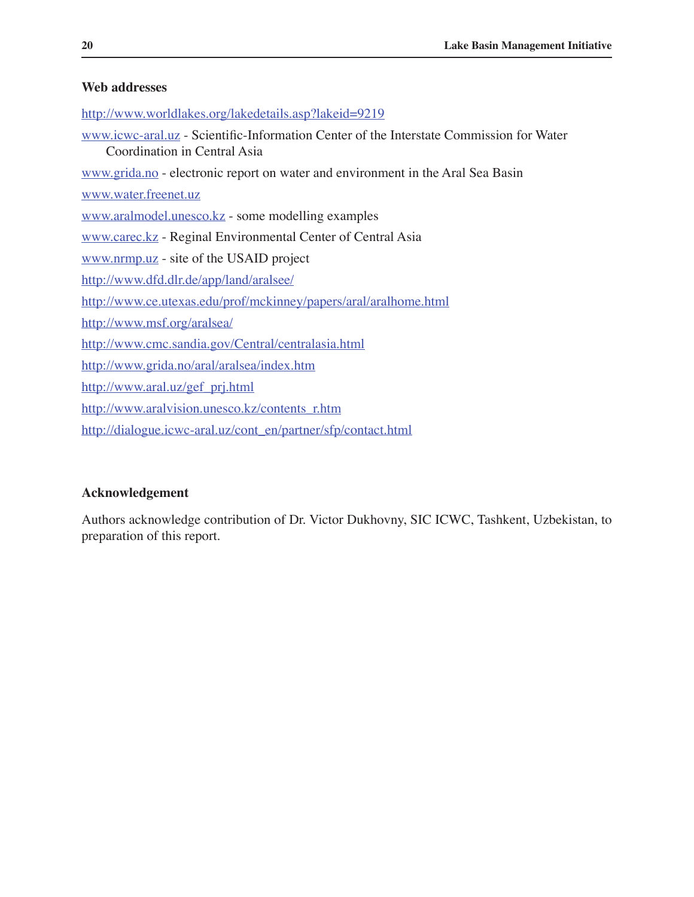### Web addresses

http://www.worldlakes.org/lakedetails.asp?lakeid=9219

www.icwc-aral.uz - Scientific-Information Center of the Interstate Commission for Water Coordination in Central Asia

www.grida.no - electronic report on water and environment in the Aral Sea Basin

www.water.freenet.uz

www.aralmodel.unesco.kz - some modelling examples

www.carec.kz - Reginal Environmental Center of Central Asia

www.nrmp.uz - site of the USAID project

http://www.dfd.dlr.de/app/land/aralsee/

http://www.ce.utexas.edu/prof/mckinney/papers/aral/aralhome.html

http://www.msf.org/aralsea/

http://www.cmc.sandia.gov/Central/centralasia.html

http://www.grida.no/aral/aralsea/index.htm

http://www.aral.uz/gef_prj.html

http://www.aralvision.unesco.kz/contents_r.htm

http://dialogue.icwc-aral.uz/cont_en/partner/sfp/contact.html

### Acknowledgement

Authors acknowledge contribution of Dr. Victor Dukhovny, SIC ICWC, Tashkent, Uzbekistan, to preparation of this report.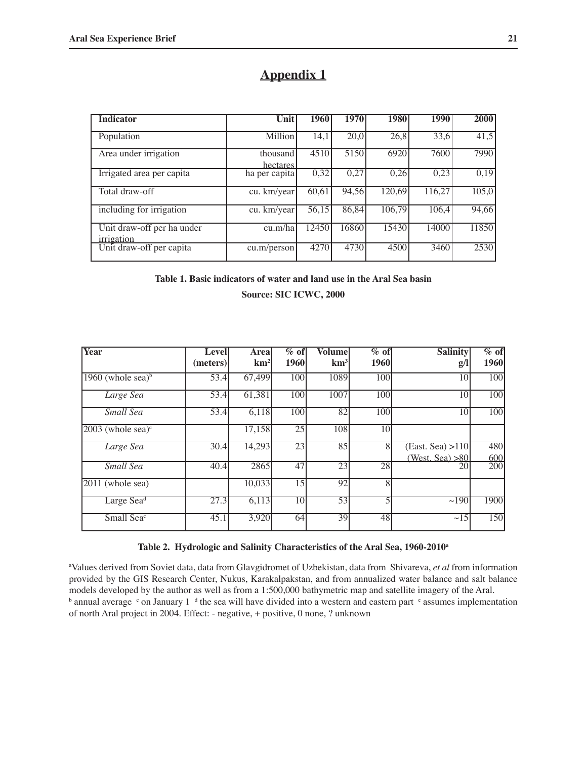# Appendix 1

| Indicator | Unit | 1960 | 1970 | 1980 | 1990 | 2000 |
|---|---|---|---|---|---|---|
| Population | Million | 14,1 | 20,0 | 26,8 | 33,6 | 41,5 |
| Area under irrigation | thousand hectares | 4510 | 5150 | 6920 | 7600 | 7990 |
| Irrigated area per capita | ha per capita | 0,32 | 0,27 | 0,26 | 0,23 | 0,19 |
| Total draw-off | cu. km/year | 60,61 | 94,56 | 120,69 | 116,27 | 105,0 |
| including for irrigation | cu. km/year | 56,15 | 86,84 | 106,79 | 106,4 | 94,66 |
| Unit draw-off per ha under irrigation | cu.m/ha | 12450 | 16860 | 15430 | 14000 | 11850 |
| Unit draw-off per capita | cu.m/person | 4270 | 4730 | 4500 | 3460 | 2530 |

**Table 1. Basic indicators of water and land use in the Aral Sea basin**

**Source: SIC ICWC, 2000**

| Year | Level (meters) | Area km² | % of 1960 | Volume km³ | % of 1960 | Salinity g/l | % of 1960 |
|---|---|---|---|---|---|---|---|
| 1960 (whole sea)[b] | 53.4 | 67,499 | 100 | 1089 | 100 | 10 | 100 |
| *Large Sea* | 53.4 | 61,381 | 100 | 1007 | 100 | 10 | 100 |
| *Small Sea* | 53.4 | 6,118 | 100 | 82 | 100 | 10 | 100 |
| 2003 (whole sea)[c] | | 17,158 | 25 | 108 | 10 | | |
| *Large Sea* | 30.4 | 14,293 | 23 | 85 | 8 | (East. Sea) >110 (West. Sea) >80 | 480 600 |
| *Small Sea* | 40.4 | 2865 | 47 | 23 | 28 | 20 | 200 |
| 2011 (whole sea) | | 10,033 | 15 | 92 | 8 | | |
| Large Sea[d] | 27.3 | 6,113 | 10 | 53 | 5 | ~190 | 1900 |
| Small Sea[e] | 45.1 | 3,920 | 64 | 39 | 48 | ~15 | 150 |

**Table 2. Hydrologic and Salinity Characteristics of the Aral Sea, 1960-2010[a]**

[a]Values derived from Soviet data, data from Glavgidromet of Uzbekistan, data from Shivareva, *et al* from information provided by the GIS Research Center, Nukus, Karakalpakstan, and from annualized water balance and salt balance models developed by the author as well as from a 1:500,000 bathymetric map and satellite imagery of the Aral.
[b] annual average [c] on January 1 [d] the sea will have divided into a western and eastern part [e] assumes implementation of north Aral project in 2004. Effect: - negative, + positive, 0 none, ? unknown